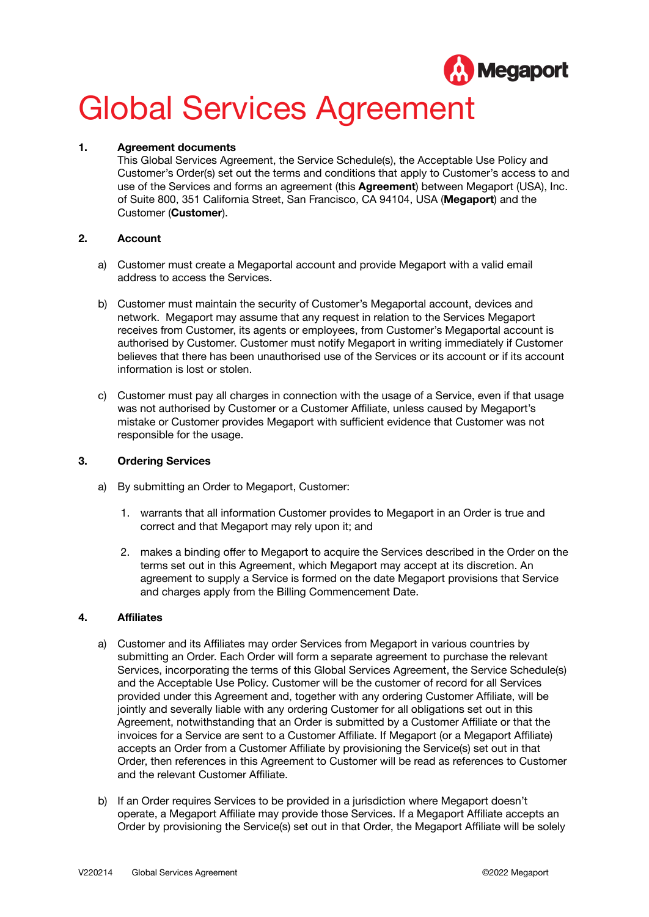# Global Services Agreement

**1. Agreement documents**

This Global Services Agreement, the Service Schedule(s), the Acceptable Use Policy and Customer's Order(s) set out the terms and conditions that apply to Customer's access to and use of the Services and forms an agreement (this **Agreement**) between Megaport (USA), Inc. of Suite 800, 351 California Street, San Francisco, CA 94104, USA (**Megaport**) and the Customer (**Customer**).

**2. Account**

a) Customer must create a Megaportal account and provide Megaport with a valid email address to access the Services.

b) Customer must maintain the security of Customer's Megaportal account, devices and network. Megaport may assume that any request in relation to the Services Megaport receives from Customer, its agents or employees, from Customer's Megaportal account is authorised by Customer. Customer must notify Megaport in writing immediately if Customer believes that there has been unauthorised use of the Services or its account or if its account information is lost or stolen.

c) Customer must pay all charges in connection with the usage of a Service, even if that usage was not authorised by Customer or a Customer Affiliate, unless caused by Megaport's mistake or Customer provides Megaport with sufficient evidence that Customer was not responsible for the usage.

**3. Ordering Services**

a) By submitting an Order to Megaport, Customer:

1. warrants that all information Customer provides to Megaport in an Order is true and correct and that Megaport may rely upon it; and

2. makes a binding offer to Megaport to acquire the Services described in the Order on the terms set out in this Agreement, which Megaport may accept at its discretion. An agreement to supply a Service is formed on the date Megaport provisions that Service and charges apply from the Billing Commencement Date.

**4. Affiliates**

a) Customer and its Affiliates may order Services from Megaport in various countries by submitting an Order. Each Order will form a separate agreement to purchase the relevant Services, incorporating the terms of this Global Services Agreement, the Service Schedule(s) and the Acceptable Use Policy. Customer will be the customer of record for all Services provided under this Agreement and, together with any ordering Customer Affiliate, will be jointly and severally liable with any ordering Customer for all obligations set out in this Agreement, notwithstanding that an Order is submitted by a Customer Affiliate or that the invoices for a Service are sent to a Customer Affiliate. If Megaport (or a Megaport Affiliate) accepts an Order from a Customer Affiliate by provisioning the Service(s) set out in that Order, then references in this Agreement to Customer will be read as references to Customer and the relevant Customer Affiliate.

b) If an Order requires Services to be provided in a jurisdiction where Megaport doesn't operate, a Megaport Affiliate may provide those Services. If a Megaport Affiliate accepts an Order by provisioning the Service(s) set out in that Order, the Megaport Affiliate will be solely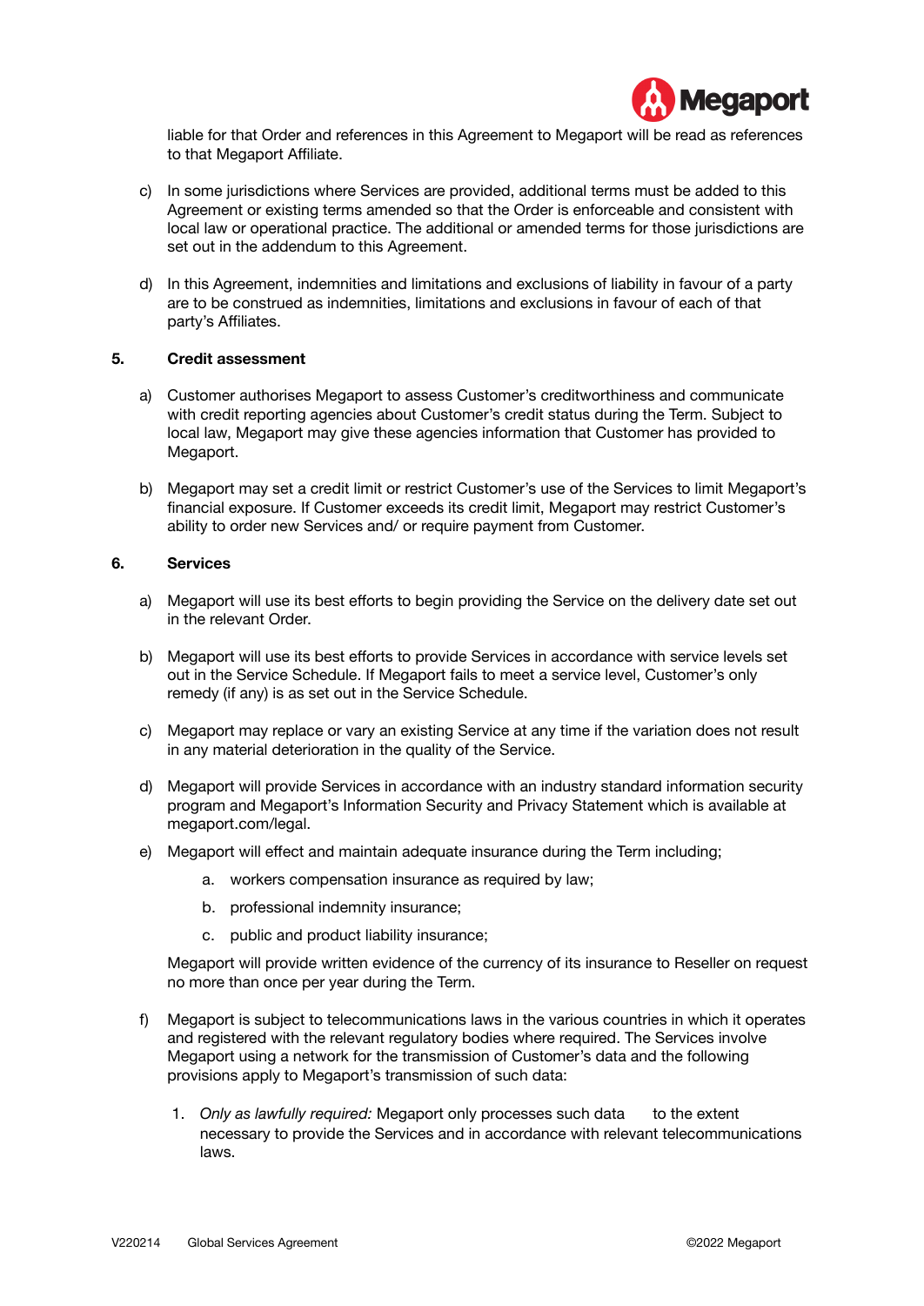liable for that Order and references in this Agreement to Megaport will be read as references to that Megaport Affiliate.

c) In some jurisdictions where Services are provided, additional terms must be added to this Agreement or existing terms amended so that the Order is enforceable and consistent with local law or operational practice. The additional or amended terms for those jurisdictions are set out in the addendum to this Agreement.

d) In this Agreement, indemnities and limitations and exclusions of liability in favour of a party are to be construed as indemnities, limitations and exclusions in favour of each of that party's Affiliates.

**5. Credit assessment**

a) Customer authorises Megaport to assess Customer's creditworthiness and communicate with credit reporting agencies about Customer's credit status during the Term. Subject to local law, Megaport may give these agencies information that Customer has provided to Megaport.

b) Megaport may set a credit limit or restrict Customer's use of the Services to limit Megaport's financial exposure. If Customer exceeds its credit limit, Megaport may restrict Customer's ability to order new Services and/ or require payment from Customer.

**6. Services**

a) Megaport will use its best efforts to begin providing the Service on the delivery date set out in the relevant Order.

b) Megaport will use its best efforts to provide Services in accordance with service levels set out in the Service Schedule. If Megaport fails to meet a service level, Customer's only remedy (if any) is as set out in the Service Schedule.

c) Megaport may replace or vary an existing Service at any time if the variation does not result in any material deterioration in the quality of the Service.

d) Megaport will provide Services in accordance with an industry standard information security program and Megaport's Information Security and Privacy Statement which is available at megaport.com/legal.

e) Megaport will effect and maintain adequate insurance during the Term including;

   a. workers compensation insurance as required by law;

   b. professional indemnity insurance;

   c. public and product liability insurance;

   Megaport will provide written evidence of the currency of its insurance to Reseller on request no more than once per year during the Term.

f) Megaport is subject to telecommunications laws in the various countries in which it operates and registered with the relevant regulatory bodies where required. The Services involve Megaport using a network for the transmission of Customer's data and the following provisions apply to Megaport's transmission of such data:

   1. *Only as lawfully required:* Megaport only processes such data to the extent necessary to provide the Services and in accordance with relevant telecommunications laws.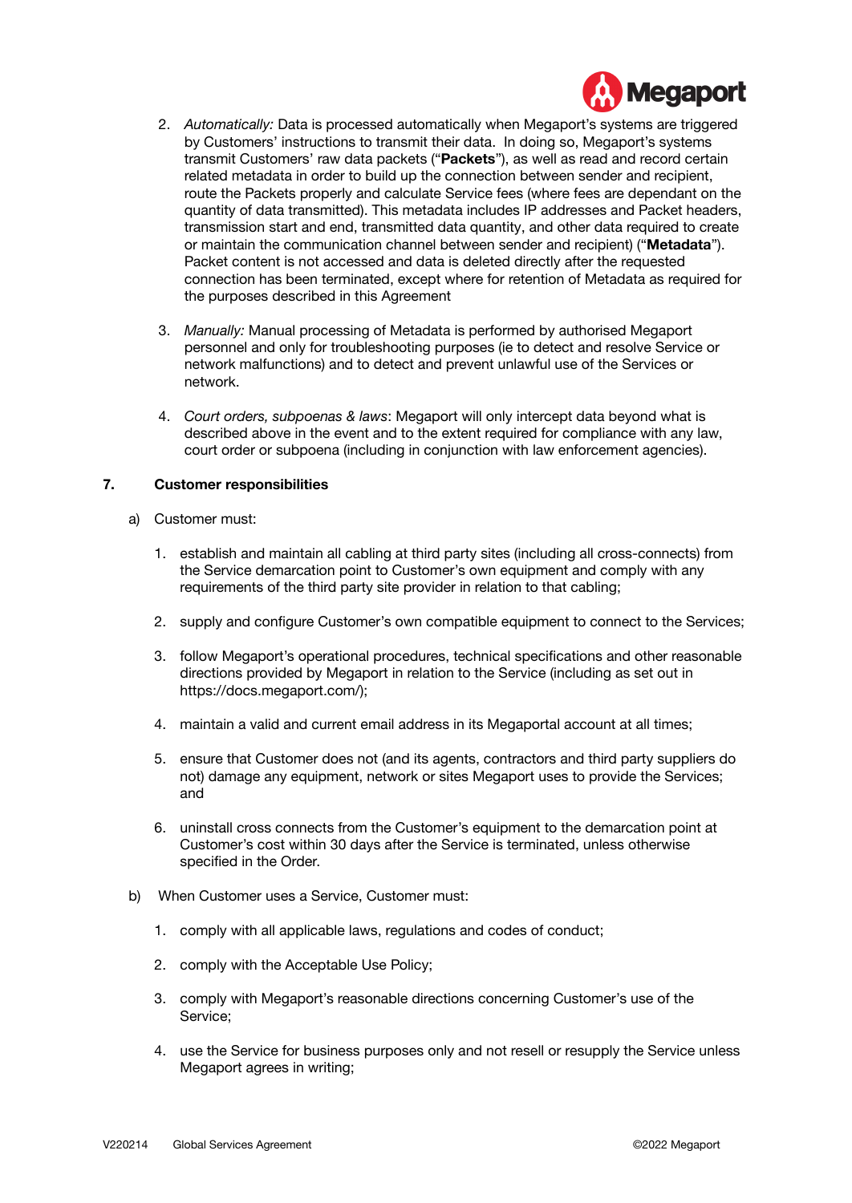2. *Automatically:* Data is processed automatically when Megaport's systems are triggered by Customers' instructions to transmit their data. In doing so, Megaport's systems transmit Customers' raw data packets ("**Packets**"), as well as read and record certain related metadata in order to build up the connection between sender and recipient, route the Packets properly and calculate Service fees (where fees are dependant on the quantity of data transmitted). This metadata includes IP addresses and Packet headers, transmission start and end, transmitted data quantity, and other data required to create or maintain the communication channel between sender and recipient) ("**Metadata**"). Packet content is not accessed and data is deleted directly after the requested connection has been terminated, except where for retention of Metadata as required for the purposes described in this Agreement

3. *Manually:* Manual processing of Metadata is performed by authorised Megaport personnel and only for troubleshooting purposes (ie to detect and resolve Service or network malfunctions) and to detect and prevent unlawful use of the Services or network.

4. *Court orders, subpoenas & laws*: Megaport will only intercept data beyond what is described above in the event and to the extent required for compliance with any law, court order or subpoena (including in conjunction with law enforcement agencies).

## 7. Customer responsibilities

a) Customer must:

1. establish and maintain all cabling at third party sites (including all cross-connects) from the Service demarcation point to Customer's own equipment and comply with any requirements of the third party site provider in relation to that cabling;

2. supply and configure Customer's own compatible equipment to connect to the Services;

3. follow Megaport's operational procedures, technical specifications and other reasonable directions provided by Megaport in relation to the Service (including as set out in https://docs.megaport.com/);

4. maintain a valid and current email address in its Megaportal account at all times;

5. ensure that Customer does not (and its agents, contractors and third party suppliers do not) damage any equipment, network or sites Megaport uses to provide the Services; and

6. uninstall cross connects from the Customer's equipment to the demarcation point at Customer's cost within 30 days after the Service is terminated, unless otherwise specified in the Order.

b) When Customer uses a Service, Customer must:

1. comply with all applicable laws, regulations and codes of conduct;

2. comply with the Acceptable Use Policy;

3. comply with Megaport's reasonable directions concerning Customer's use of the Service;

4. use the Service for business purposes only and not resell or resupply the Service unless Megaport agrees in writing;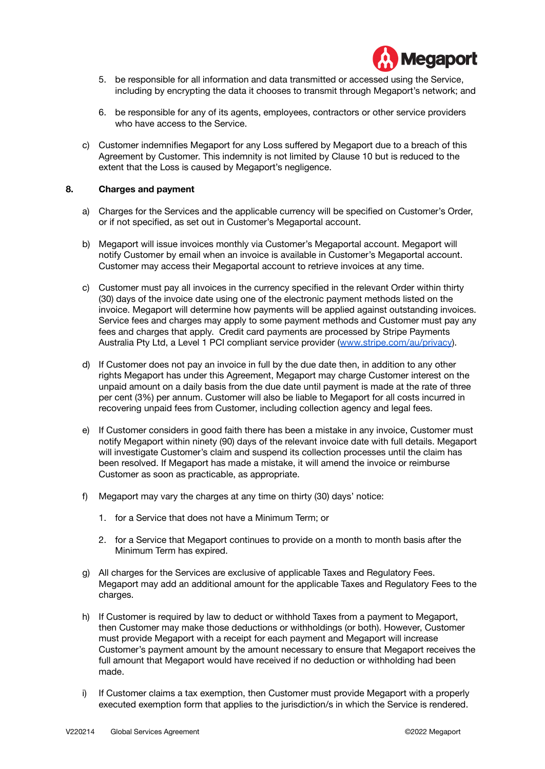5. be responsible for all information and data transmitted or accessed using the Service, including by encrypting the data it chooses to transmit through Megaport's network; and

6. be responsible for any of its agents, employees, contractors or other service providers who have access to the Service.

c) Customer indemnifies Megaport for any Loss suffered by Megaport due to a breach of this Agreement by Customer. This indemnity is not limited by Clause 10 but is reduced to the extent that the Loss is caused by Megaport's negligence.

## 8. Charges and payment

a) Charges for the Services and the applicable currency will be specified on Customer's Order, or if not specified, as set out in Customer's Megaportal account.

b) Megaport will issue invoices monthly via Customer's Megaportal account. Megaport will notify Customer by email when an invoice is available in Customer's Megaportal account. Customer may access their Megaportal account to retrieve invoices at any time.

c) Customer must pay all invoices in the currency specified in the relevant Order within thirty (30) days of the invoice date using one of the electronic payment methods listed on the invoice. Megaport will determine how payments will be applied against outstanding invoices. Service fees and charges may apply to some payment methods and Customer must pay any fees and charges that apply. Credit card payments are processed by Stripe Payments Australia Pty Ltd, a Level 1 PCI compliant service provider (www.stripe.com/au/privacy).

d) If Customer does not pay an invoice in full by the due date then, in addition to any other rights Megaport has under this Agreement, Megaport may charge Customer interest on the unpaid amount on a daily basis from the due date until payment is made at the rate of three per cent (3%) per annum. Customer will also be liable to Megaport for all costs incurred in recovering unpaid fees from Customer, including collection agency and legal fees.

e) If Customer considers in good faith there has been a mistake in any invoice, Customer must notify Megaport within ninety (90) days of the relevant invoice date with full details. Megaport will investigate Customer's claim and suspend its collection processes until the claim has been resolved. If Megaport has made a mistake, it will amend the invoice or reimburse Customer as soon as practicable, as appropriate.

f) Megaport may vary the charges at any time on thirty (30) days' notice:

1. for a Service that does not have a Minimum Term; or

2. for a Service that Megaport continues to provide on a month to month basis after the Minimum Term has expired.

g) All charges for the Services are exclusive of applicable Taxes and Regulatory Fees. Megaport may add an additional amount for the applicable Taxes and Regulatory Fees to the charges.

h) If Customer is required by law to deduct or withhold Taxes from a payment to Megaport, then Customer may make those deductions or withholdings (or both). However, Customer must provide Megaport with a receipt for each payment and Megaport will increase Customer's payment amount by the amount necessary to ensure that Megaport receives the full amount that Megaport would have received if no deduction or withholding had been made.

i) If Customer claims a tax exemption, then Customer must provide Megaport with a properly executed exemption form that applies to the jurisdiction/s in which the Service is rendered.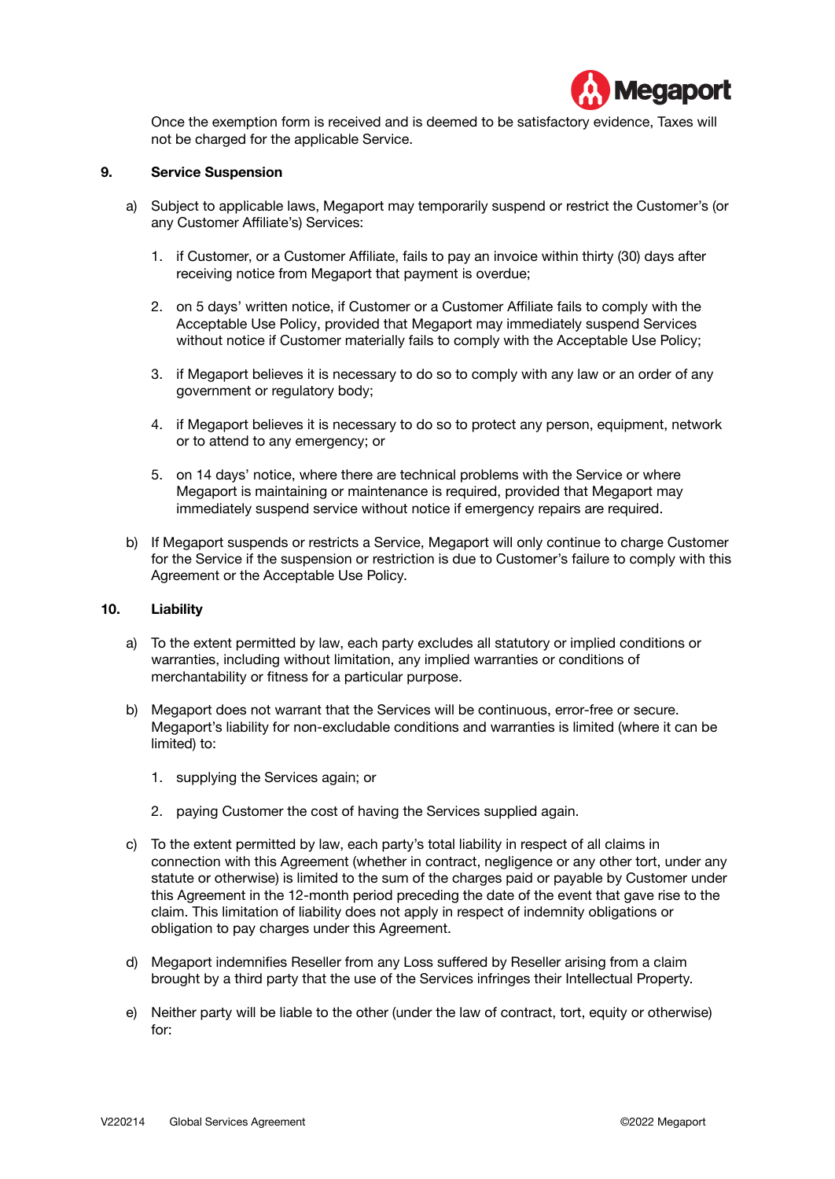Once the exemption form is received and is deemed to be satisfactory evidence, Taxes will not be charged for the applicable Service.

## 9. Service Suspension

a) Subject to applicable laws, Megaport may temporarily suspend or restrict the Customer's (or any Customer Affiliate's) Services:

1. if Customer, or a Customer Affiliate, fails to pay an invoice within thirty (30) days after receiving notice from Megaport that payment is overdue;

2. on 5 days' written notice, if Customer or a Customer Affiliate fails to comply with the Acceptable Use Policy, provided that Megaport may immediately suspend Services without notice if Customer materially fails to comply with the Acceptable Use Policy;

3. if Megaport believes it is necessary to do so to comply with any law or an order of any government or regulatory body;

4. if Megaport believes it is necessary to do so to protect any person, equipment, network or to attend to any emergency; or

5. on 14 days' notice, where there are technical problems with the Service or where Megaport is maintaining or maintenance is required, provided that Megaport may immediately suspend service without notice if emergency repairs are required.

b) If Megaport suspends or restricts a Service, Megaport will only continue to charge Customer for the Service if the suspension or restriction is due to Customer's failure to comply with this Agreement or the Acceptable Use Policy.

## 10. Liability

a) To the extent permitted by law, each party excludes all statutory or implied conditions or warranties, including without limitation, any implied warranties or conditions of merchantability or fitness for a particular purpose.

b) Megaport does not warrant that the Services will be continuous, error-free or secure. Megaport's liability for non-excludable conditions and warranties is limited (where it can be limited) to:

1. supplying the Services again; or

2. paying Customer the cost of having the Services supplied again.

c) To the extent permitted by law, each party's total liability in respect of all claims in connection with this Agreement (whether in contract, negligence or any other tort, under any statute or otherwise) is limited to the sum of the charges paid or payable by Customer under this Agreement in the 12-month period preceding the date of the event that gave rise to the claim. This limitation of liability does not apply in respect of indemnity obligations or obligation to pay charges under this Agreement.

d) Megaport indemnifies Reseller from any Loss suffered by Reseller arising from a claim brought by a third party that the use of the Services infringes their Intellectual Property.

e) Neither party will be liable to the other (under the law of contract, tort, equity or otherwise) for: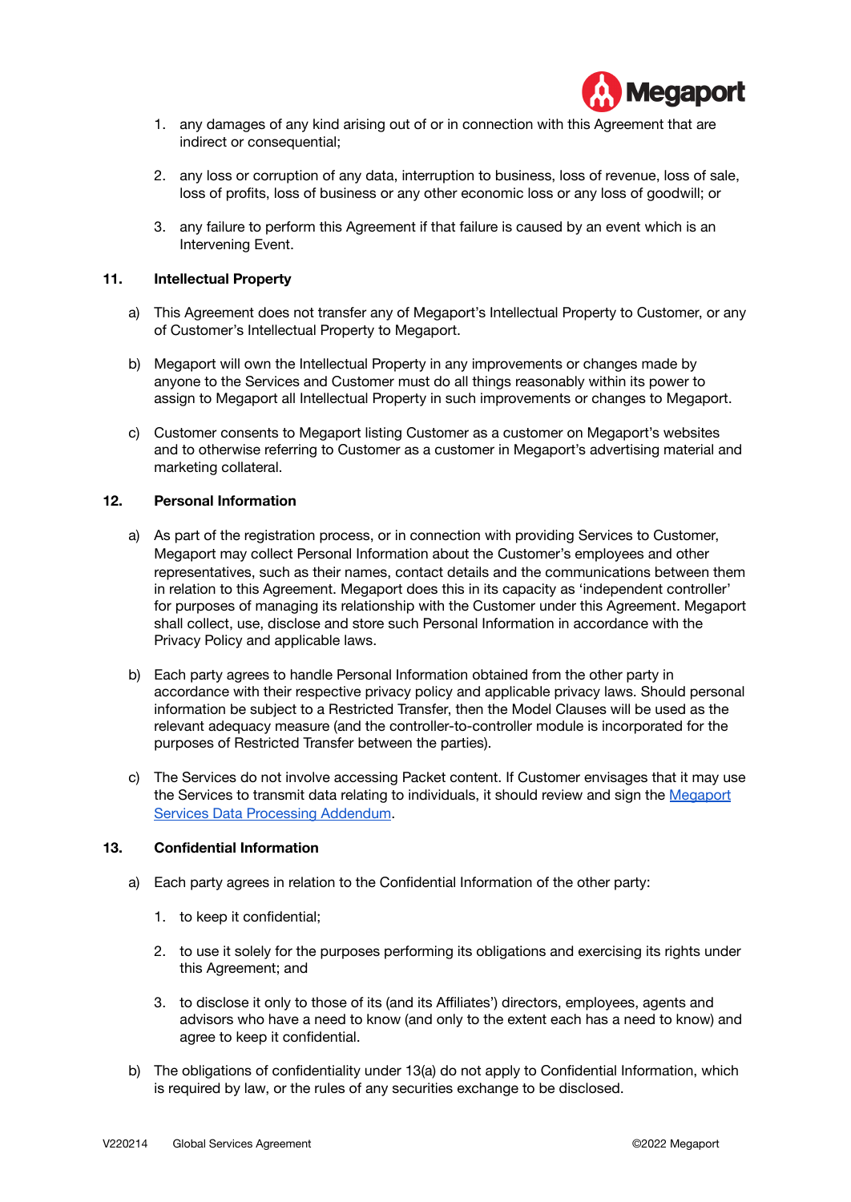1. any damages of any kind arising out of or in connection with this Agreement that are indirect or consequential;

2. any loss or corruption of any data, interruption to business, loss of revenue, loss of sale, loss of profits, loss of business or any other economic loss or any loss of goodwill; or

3. any failure to perform this Agreement if that failure is caused by an event which is an Intervening Event.

**11. Intellectual Property**

a) This Agreement does not transfer any of Megaport's Intellectual Property to Customer, or any of Customer's Intellectual Property to Megaport.

b) Megaport will own the Intellectual Property in any improvements or changes made by anyone to the Services and Customer must do all things reasonably within its power to assign to Megaport all Intellectual Property in such improvements or changes to Megaport.

c) Customer consents to Megaport listing Customer as a customer on Megaport's websites and to otherwise referring to Customer as a customer in Megaport's advertising material and marketing collateral.

**12. Personal Information**

a) As part of the registration process, or in connection with providing Services to Customer, Megaport may collect Personal Information about the Customer's employees and other representatives, such as their names, contact details and the communications between them in relation to this Agreement. Megaport does this in its capacity as 'independent controller' for purposes of managing its relationship with the Customer under this Agreement. Megaport shall collect, use, disclose and store such Personal Information in accordance with the Privacy Policy and applicable laws.

b) Each party agrees to handle Personal Information obtained from the other party in accordance with their respective privacy policy and applicable privacy laws. Should personal information be subject to a Restricted Transfer, then the Model Clauses will be used as the relevant adequacy measure (and the controller-to-controller module is incorporated for the purposes of Restricted Transfer between the parties).

c) The Services do not involve accessing Packet content. If Customer envisages that it may use the Services to transmit data relating to individuals, it should review and sign the Megaport Services Data Processing Addendum.

**13. Confidential Information**

a) Each party agrees in relation to the Confidential Information of the other party:

1. to keep it confidential;

2. to use it solely for the purposes performing its obligations and exercising its rights under this Agreement; and

3. to disclose it only to those of its (and its Affiliates') directors, employees, agents and advisors who have a need to know (and only to the extent each has a need to know) and agree to keep it confidential.

b) The obligations of confidentiality under 13(a) do not apply to Confidential Information, which is required by law, or the rules of any securities exchange to be disclosed.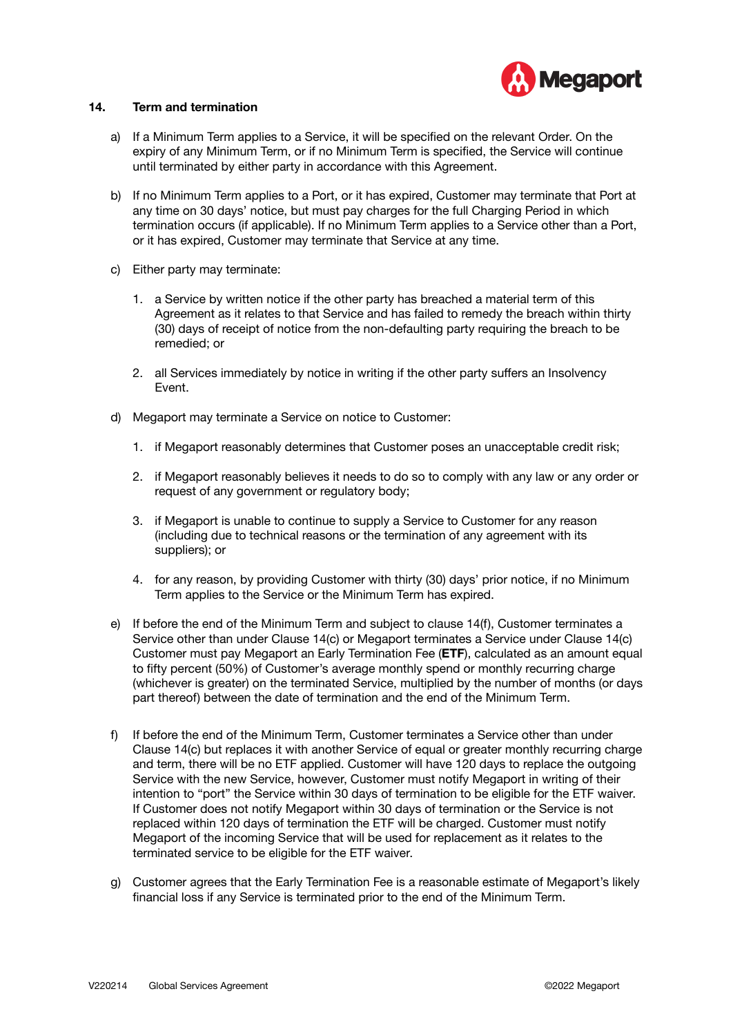## 14. Term and termination

a) If a Minimum Term applies to a Service, it will be specified on the relevant Order. On the expiry of any Minimum Term, or if no Minimum Term is specified, the Service will continue until terminated by either party in accordance with this Agreement.

b) If no Minimum Term applies to a Port, or it has expired, Customer may terminate that Port at any time on 30 days' notice, but must pay charges for the full Charging Period in which termination occurs (if applicable). If no Minimum Term applies to a Service other than a Port, or it has expired, Customer may terminate that Service at any time.

c) Either party may terminate:

1. a Service by written notice if the other party has breached a material term of this Agreement as it relates to that Service and has failed to remedy the breach within thirty (30) days of receipt of notice from the non-defaulting party requiring the breach to be remedied; or

2. all Services immediately by notice in writing if the other party suffers an Insolvency Event.

d) Megaport may terminate a Service on notice to Customer:

1. if Megaport reasonably determines that Customer poses an unacceptable credit risk;

2. if Megaport reasonably believes it needs to do so to comply with any law or any order or request of any government or regulatory body;

3. if Megaport is unable to continue to supply a Service to Customer for any reason (including due to technical reasons or the termination of any agreement with its suppliers); or

4. for any reason, by providing Customer with thirty (30) days' prior notice, if no Minimum Term applies to the Service or the Minimum Term has expired.

e) If before the end of the Minimum Term and subject to clause 14(f), Customer terminates a Service other than under Clause 14(c) or Megaport terminates a Service under Clause 14(c) Customer must pay Megaport an Early Termination Fee (**ETF**), calculated as an amount equal to fifty percent (50%) of Customer's average monthly spend or monthly recurring charge (whichever is greater) on the terminated Service, multiplied by the number of months (or days part thereof) between the date of termination and the end of the Minimum Term.

f) If before the end of the Minimum Term, Customer terminates a Service other than under Clause 14(c) but replaces it with another Service of equal or greater monthly recurring charge and term, there will be no ETF applied. Customer will have 120 days to replace the outgoing Service with the new Service, however, Customer must notify Megaport in writing of their intention to "port" the Service within 30 days of termination to be eligible for the ETF waiver. If Customer does not notify Megaport within 30 days of termination or the Service is not replaced within 120 days of termination the ETF will be charged. Customer must notify Megaport of the incoming Service that will be used for replacement as it relates to the terminated service to be eligible for the ETF waiver.

g) Customer agrees that the Early Termination Fee is a reasonable estimate of Megaport's likely financial loss if any Service is terminated prior to the end of the Minimum Term.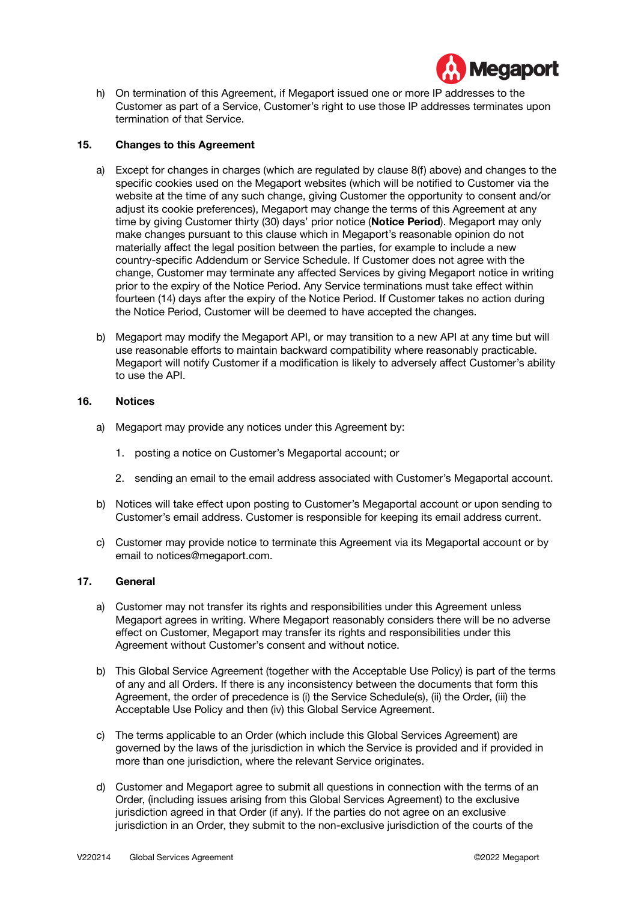h) On termination of this Agreement, if Megaport issued one or more IP addresses to the Customer as part of a Service, Customer's right to use those IP addresses terminates upon termination of that Service.

## 15. Changes to this Agreement

a) Except for changes in charges (which are regulated by clause 8(f) above) and changes to the specific cookies used on the Megaport websites (which will be notified to Customer via the website at the time of any such change, giving Customer the opportunity to consent and/or adjust its cookie preferences), Megaport may change the terms of this Agreement at any time by giving Customer thirty (30) days' prior notice (**Notice Period**). Megaport may only make changes pursuant to this clause which in Megaport's reasonable opinion do not materially affect the legal position between the parties, for example to include a new country-specific Addendum or Service Schedule. If Customer does not agree with the change, Customer may terminate any affected Services by giving Megaport notice in writing prior to the expiry of the Notice Period. Any Service terminations must take effect within fourteen (14) days after the expiry of the Notice Period. If Customer takes no action during the Notice Period, Customer will be deemed to have accepted the changes.

b) Megaport may modify the Megaport API, or may transition to a new API at any time but will use reasonable efforts to maintain backward compatibility where reasonably practicable. Megaport will notify Customer if a modification is likely to adversely affect Customer's ability to use the API.

## 16. Notices

a) Megaport may provide any notices under this Agreement by:

1. posting a notice on Customer's Megaportal account; or
2. sending an email to the email address associated with Customer's Megaportal account.

b) Notices will take effect upon posting to Customer's Megaportal account or upon sending to Customer's email address. Customer is responsible for keeping its email address current.

c) Customer may provide notice to terminate this Agreement via its Megaportal account or by email to notices@megaport.com.

## 17. General

a) Customer may not transfer its rights and responsibilities under this Agreement unless Megaport agrees in writing. Where Megaport reasonably considers there will be no adverse effect on Customer, Megaport may transfer its rights and responsibilities under this Agreement without Customer's consent and without notice.

b) This Global Service Agreement (together with the Acceptable Use Policy) is part of the terms of any and all Orders. If there is any inconsistency between the documents that form this Agreement, the order of precedence is (i) the Service Schedule(s), (ii) the Order, (iii) the Acceptable Use Policy and then (iv) this Global Service Agreement.

c) The terms applicable to an Order (which include this Global Services Agreement) are governed by the laws of the jurisdiction in which the Service is provided and if provided in more than one jurisdiction, where the relevant Service originates.

d) Customer and Megaport agree to submit all questions in connection with the terms of an Order, (including issues arising from this Global Services Agreement) to the exclusive jurisdiction agreed in that Order (if any). If the parties do not agree on an exclusive jurisdiction in an Order, they submit to the non-exclusive jurisdiction of the courts of the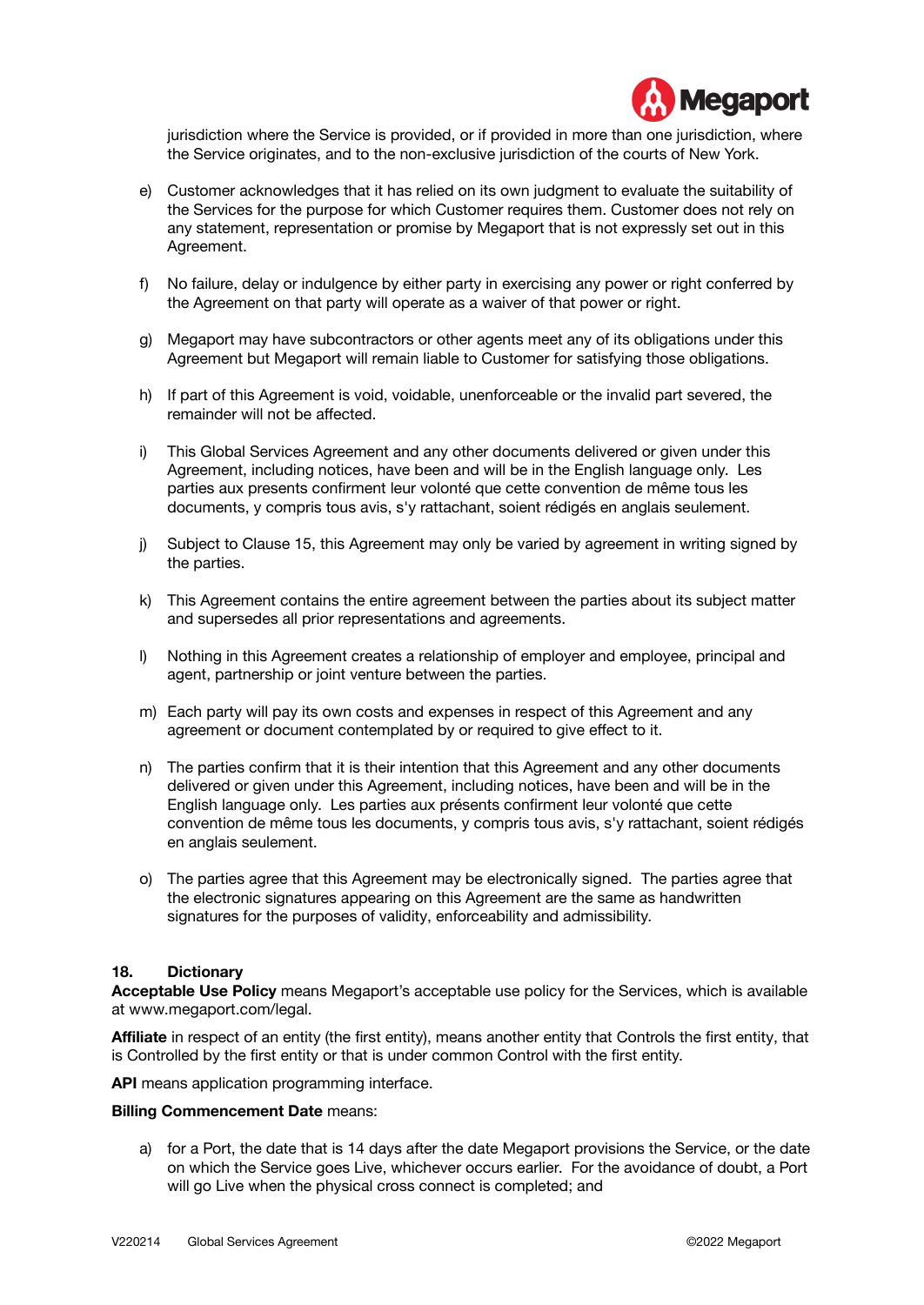jurisdiction where the Service is provided, or if provided in more than one jurisdiction, where the Service originates, and to the non-exclusive jurisdiction of the courts of New York.

e) Customer acknowledges that it has relied on its own judgment to evaluate the suitability of the Services for the purpose for which Customer requires them. Customer does not rely on any statement, representation or promise by Megaport that is not expressly set out in this Agreement.

f) No failure, delay or indulgence by either party in exercising any power or right conferred by the Agreement on that party will operate as a waiver of that power or right.

g) Megaport may have subcontractors or other agents meet any of its obligations under this Agreement but Megaport will remain liable to Customer for satisfying those obligations.

h) If part of this Agreement is void, voidable, unenforceable or the invalid part severed, the remainder will not be affected.

i) This Global Services Agreement and any other documents delivered or given under this Agreement, including notices, have been and will be in the English language only. Les parties aux presents confirment leur volonté que cette convention de même tous les documents, y compris tous avis, s'y rattachant, soient rédigés en anglais seulement.

j) Subject to Clause 15, this Agreement may only be varied by agreement in writing signed by the parties.

k) This Agreement contains the entire agreement between the parties about its subject matter and supersedes all prior representations and agreements.

l) Nothing in this Agreement creates a relationship of employer and employee, principal and agent, partnership or joint venture between the parties.

m) Each party will pay its own costs and expenses in respect of this Agreement and any agreement or document contemplated by or required to give effect to it.

n) The parties confirm that it is their intention that this Agreement and any other documents delivered or given under this Agreement, including notices, have been and will be in the English language only. Les parties aux présents confirment leur volonté que cette convention de même tous les documents, y compris tous avis, s'y rattachant, soient rédigés en anglais seulement.

o) The parties agree that this Agreement may be electronically signed. The parties agree that the electronic signatures appearing on this Agreement are the same as handwritten signatures for the purposes of validity, enforceability and admissibility.

## 18. Dictionary

**Acceptable Use Policy** means Megaport's acceptable use policy for the Services, which is available at www.megaport.com/legal.

**Affiliate** in respect of an entity (the first entity), means another entity that Controls the first entity, that is Controlled by the first entity or that is under common Control with the first entity.

**API** means application programming interface.

**Billing Commencement Date** means:

a) for a Port, the date that is 14 days after the date Megaport provisions the Service, or the date on which the Service goes Live, whichever occurs earlier. For the avoidance of doubt, a Port will go Live when the physical cross connect is completed; and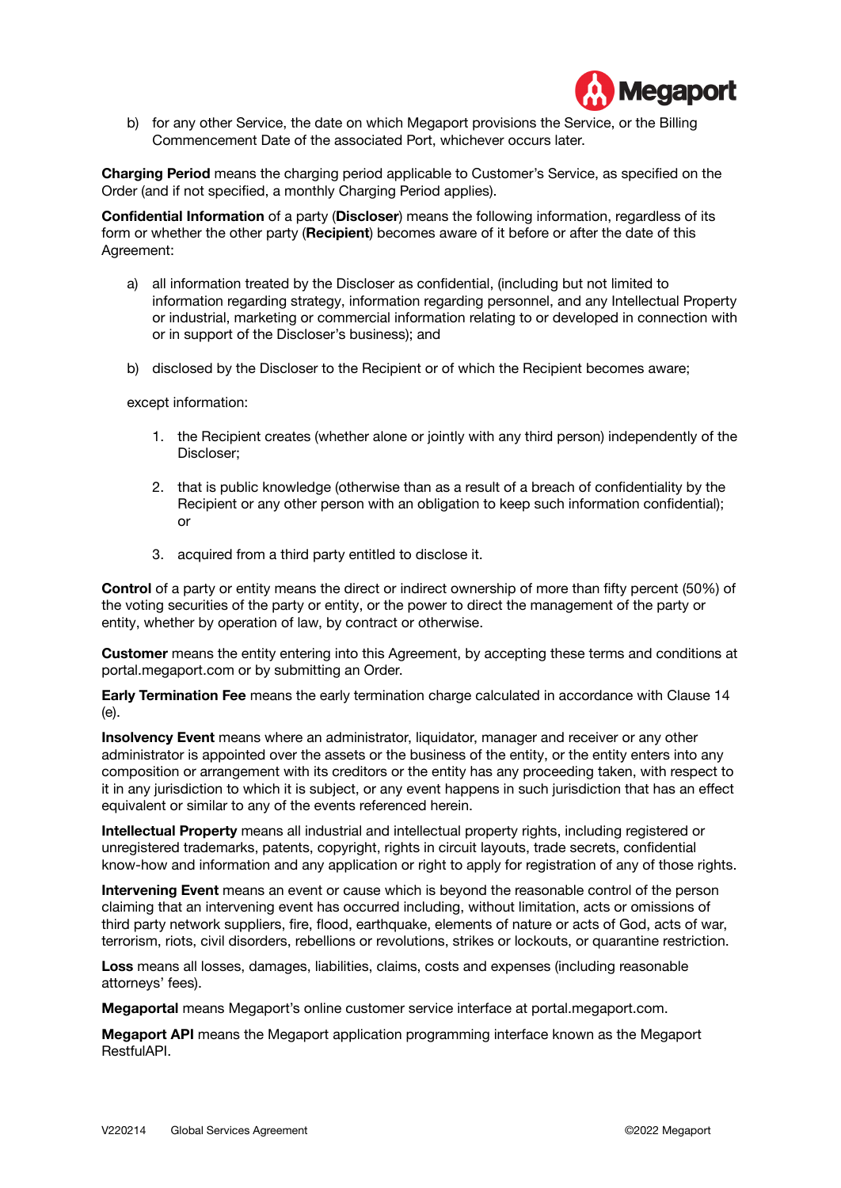b) for any other Service, the date on which Megaport provisions the Service, or the Billing Commencement Date of the associated Port, whichever occurs later.

**Charging Period** means the charging period applicable to Customer's Service, as specified on the Order (and if not specified, a monthly Charging Period applies).

**Confidential Information** of a party (**Discloser**) means the following information, regardless of its form or whether the other party (**Recipient**) becomes aware of it before or after the date of this Agreement:

a) all information treated by the Discloser as confidential, (including but not limited to information regarding strategy, information regarding personnel, and any Intellectual Property or industrial, marketing or commercial information relating to or developed in connection with or in support of the Discloser's business); and

b) disclosed by the Discloser to the Recipient or of which the Recipient becomes aware;

except information:

1. the Recipient creates (whether alone or jointly with any third person) independently of the Discloser;
2. that is public knowledge (otherwise than as a result of a breach of confidentiality by the Recipient or any other person with an obligation to keep such information confidential); or
3. acquired from a third party entitled to disclose it.

**Control** of a party or entity means the direct or indirect ownership of more than fifty percent (50%) of the voting securities of the party or entity, or the power to direct the management of the party or entity, whether by operation of law, by contract or otherwise.

**Customer** means the entity entering into this Agreement, by accepting these terms and conditions at portal.megaport.com or by submitting an Order.

**Early Termination Fee** means the early termination charge calculated in accordance with Clause 14 (e).

**Insolvency Event** means where an administrator, liquidator, manager and receiver or any other administrator is appointed over the assets or the business of the entity, or the entity enters into any composition or arrangement with its creditors or the entity has any proceeding taken, with respect to it in any jurisdiction to which it is subject, or any event happens in such jurisdiction that has an effect equivalent or similar to any of the events referenced herein.

**Intellectual Property** means all industrial and intellectual property rights, including registered or unregistered trademarks, patents, copyright, rights in circuit layouts, trade secrets, confidential know-how and information and any application or right to apply for registration of any of those rights.

**Intervening Event** means an event or cause which is beyond the reasonable control of the person claiming that an intervening event has occurred including, without limitation, acts or omissions of third party network suppliers, fire, flood, earthquake, elements of nature or acts of God, acts of war, terrorism, riots, civil disorders, rebellions or revolutions, strikes or lockouts, or quarantine restriction.

**Loss** means all losses, damages, liabilities, claims, costs and expenses (including reasonable attorneys' fees).

**Megaportal** means Megaport's online customer service interface at portal.megaport.com.

**Megaport API** means the Megaport application programming interface known as the Megaport RestfulAPI.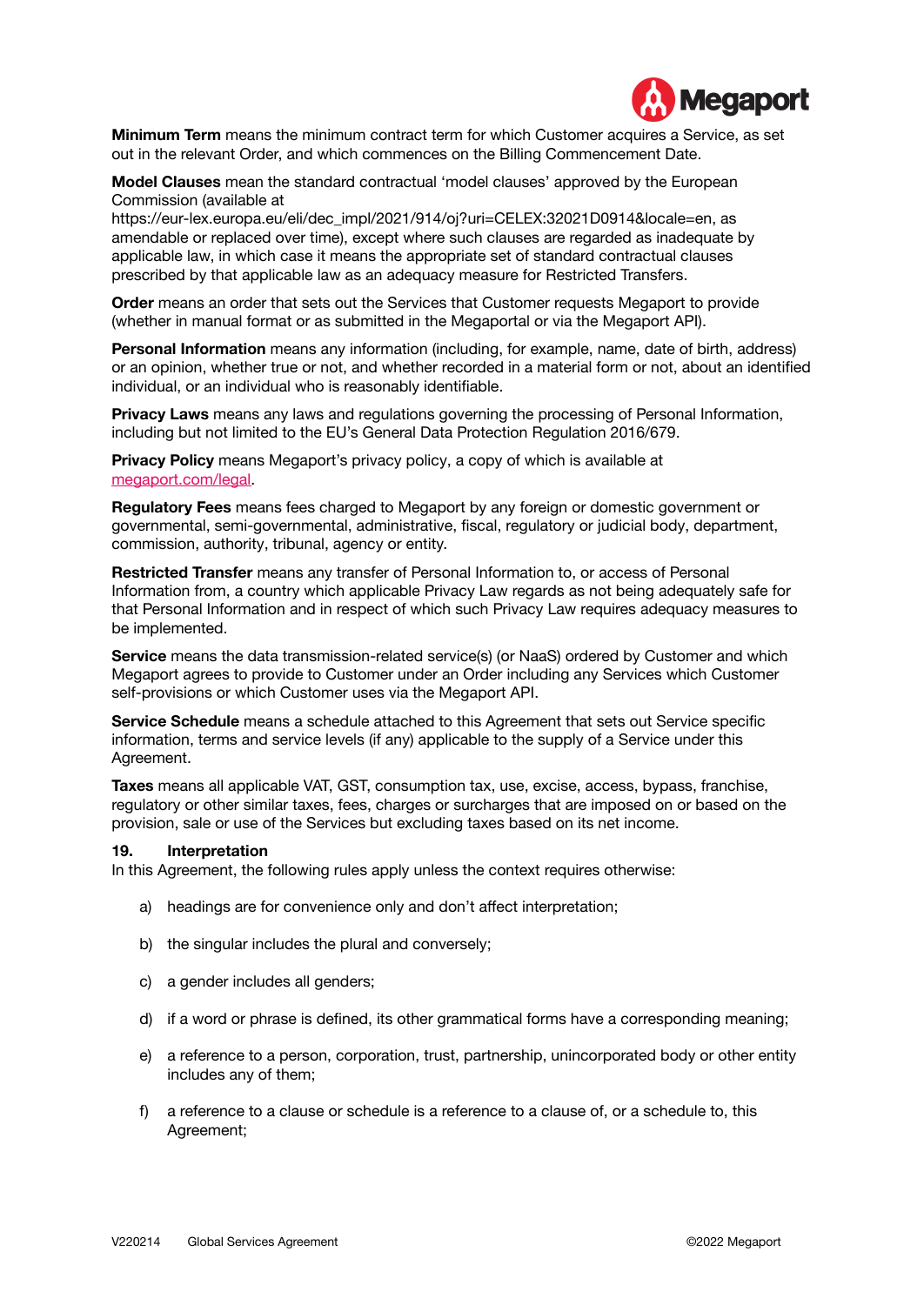**Minimum Term** means the minimum contract term for which Customer acquires a Service, as set out in the relevant Order, and which commences on the Billing Commencement Date.

**Model Clauses** mean the standard contractual 'model clauses' approved by the European Commission (available at https://eur-lex.europa.eu/eli/dec_impl/2021/914/oj?uri=CELEX:32021D0914&locale=en, as amendable or replaced over time), except where such clauses are regarded as inadequate by applicable law, in which case it means the appropriate set of standard contractual clauses prescribed by that applicable law as an adequacy measure for Restricted Transfers.

**Order** means an order that sets out the Services that Customer requests Megaport to provide (whether in manual format or as submitted in the Megaportal or via the Megaport API).

**Personal Information** means any information (including, for example, name, date of birth, address) or an opinion, whether true or not, and whether recorded in a material form or not, about an identified individual, or an individual who is reasonably identifiable.

**Privacy Laws** means any laws and regulations governing the processing of Personal Information, including but not limited to the EU's General Data Protection Regulation 2016/679.

**Privacy Policy** means Megaport's privacy policy, a copy of which is available at megaport.com/legal.

**Regulatory Fees** means fees charged to Megaport by any foreign or domestic government or governmental, semi-governmental, administrative, fiscal, regulatory or judicial body, department, commission, authority, tribunal, agency or entity.

**Restricted Transfer** means any transfer of Personal Information to, or access of Personal Information from, a country which applicable Privacy Law regards as not being adequately safe for that Personal Information and in respect of which such Privacy Law requires adequacy measures to be implemented.

**Service** means the data transmission-related service(s) (or NaaS) ordered by Customer and which Megaport agrees to provide to Customer under an Order including any Services which Customer self-provisions or which Customer uses via the Megaport API.

**Service Schedule** means a schedule attached to this Agreement that sets out Service specific information, terms and service levels (if any) applicable to the supply of a Service under this Agreement.

**Taxes** means all applicable VAT, GST, consumption tax, use, excise, access, bypass, franchise, regulatory or other similar taxes, fees, charges or surcharges that are imposed on or based on the provision, sale or use of the Services but excluding taxes based on its net income.

### 19. Interpretation

In this Agreement, the following rules apply unless the context requires otherwise:

a) headings are for convenience only and don't affect interpretation;

b) the singular includes the plural and conversely;

c) a gender includes all genders;

d) if a word or phrase is defined, its other grammatical forms have a corresponding meaning;

e) a reference to a person, corporation, trust, partnership, unincorporated body or other entity includes any of them;

f) a reference to a clause or schedule is a reference to a clause of, or a schedule to, this Agreement;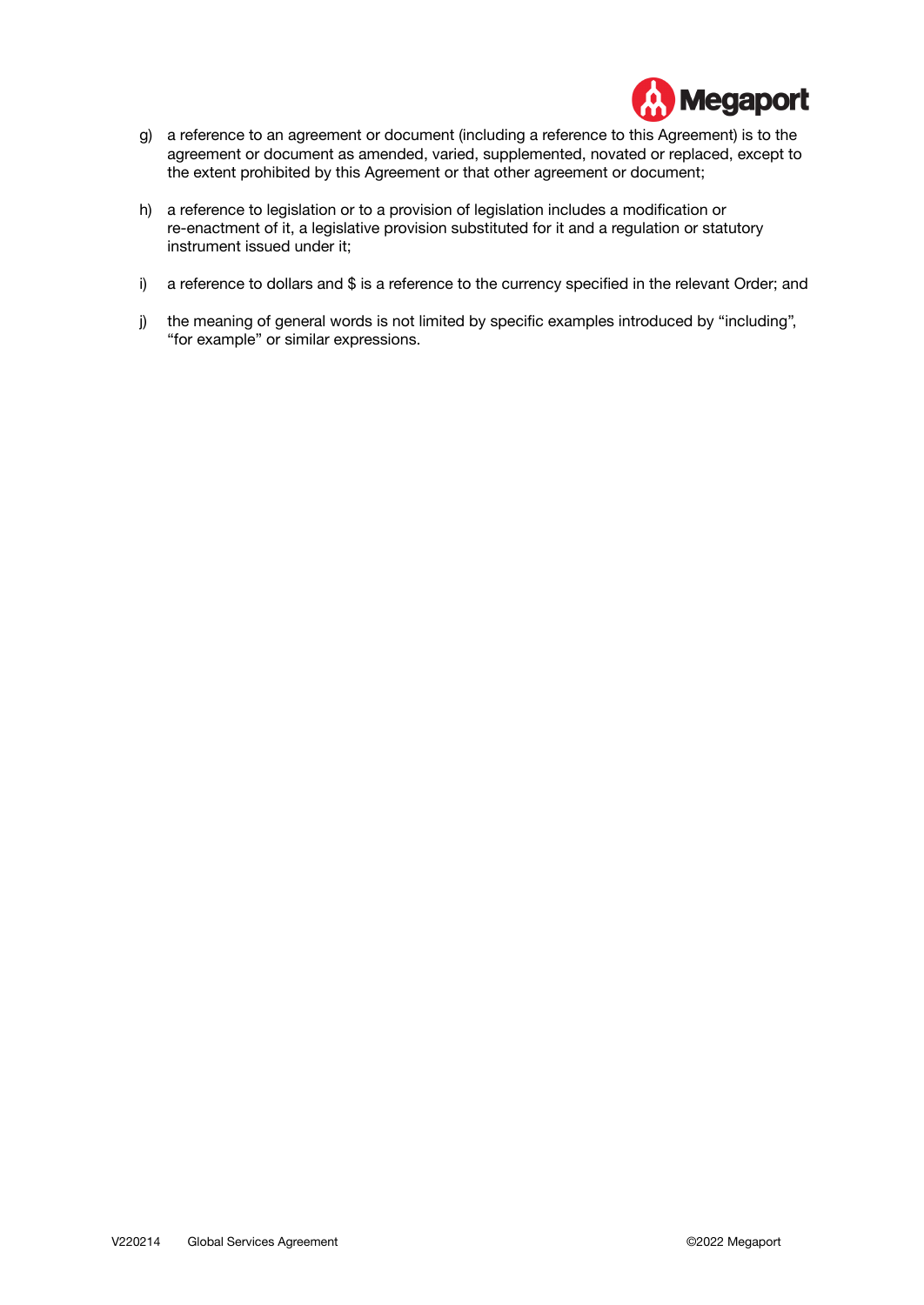g) a reference to an agreement or document (including a reference to this Agreement) is to the agreement or document as amended, varied, supplemented, novated or replaced, except to the extent prohibited by this Agreement or that other agreement or document;

h) a reference to legislation or to a provision of legislation includes a modification or re-enactment of it, a legislative provision substituted for it and a regulation or statutory instrument issued under it;

i) a reference to dollars and $ is a reference to the currency specified in the relevant Order; and

j) the meaning of general words is not limited by specific examples introduced by “including”, “for example” or similar expressions.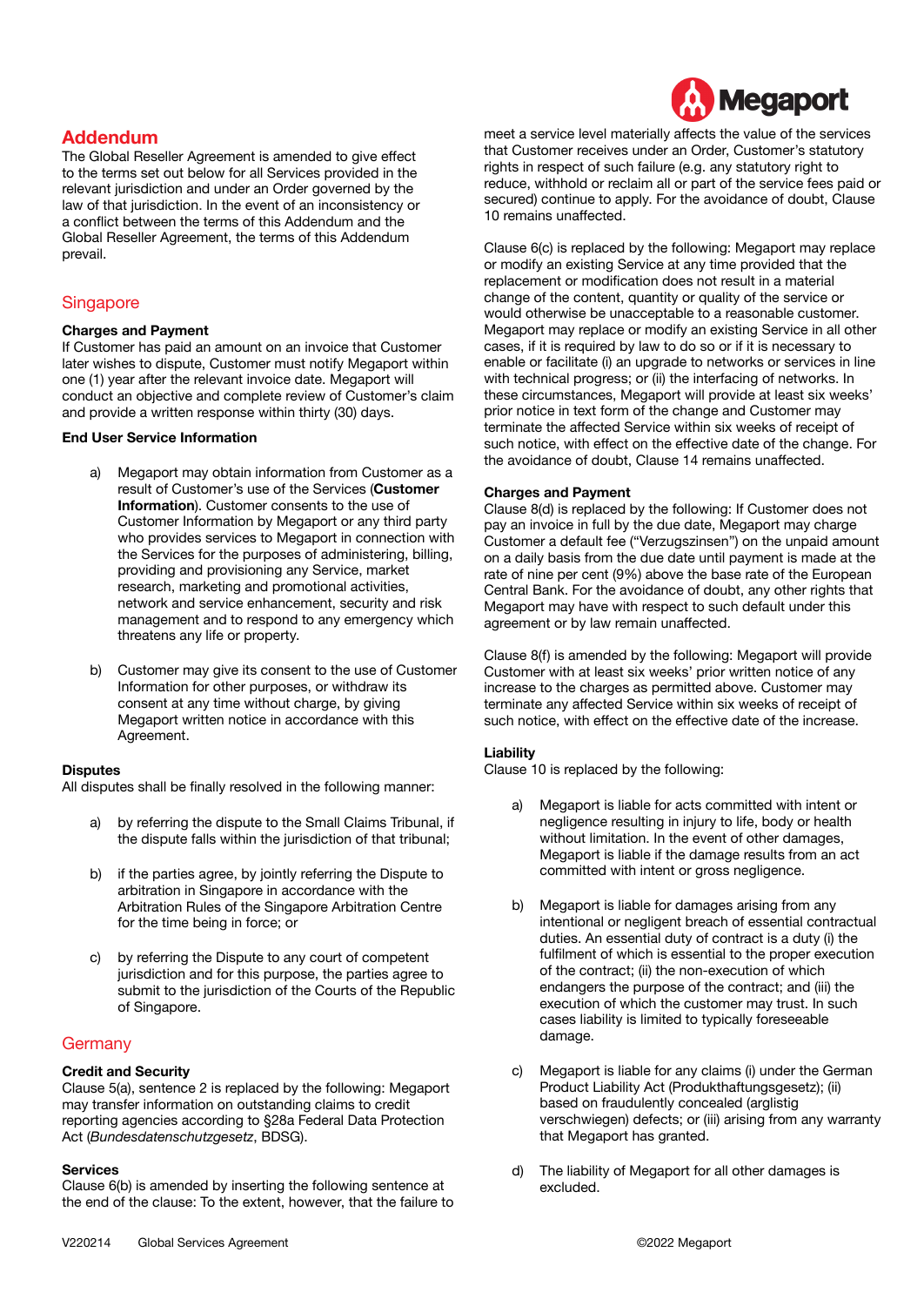## Addendum

The Global Reseller Agreement is amended to give effect to the terms set out below for all Services provided in the relevant jurisdiction and under an Order governed by the law of that jurisdiction. In the event of an inconsistency or a conflict between the terms of this Addendum and the Global Reseller Agreement, the terms of this Addendum prevail.

## Singapore

### Charges and Payment

If Customer has paid an amount on an invoice that Customer later wishes to dispute, Customer must notify Megaport within one (1) year after the relevant invoice date. Megaport will conduct an objective and complete review of Customer's claim and provide a written response within thirty (30) days.

### End User Service Information

a) Megaport may obtain information from Customer as a result of Customer's use of the Services (**Customer Information**). Customer consents to the use of Customer Information by Megaport or any third party who provides services to Megaport in connection with the Services for the purposes of administering, billing, providing and provisioning any Service, market research, marketing and promotional activities, network and service enhancement, security and risk management and to respond to any emergency which threatens any life or property.

b) Customer may give its consent to the use of Customer Information for other purposes, or withdraw its consent at any time without charge, by giving Megaport written notice in accordance with this Agreement.

### Disputes

All disputes shall be finally resolved in the following manner:

a) by referring the dispute to the Small Claims Tribunal, if the dispute falls within the jurisdiction of that tribunal;

b) if the parties agree, by jointly referring the Dispute to arbitration in Singapore in accordance with the Arbitration Rules of the Singapore Arbitration Centre for the time being in force; or

c) by referring the Dispute to any court of competent jurisdiction and for this purpose, the parties agree to submit to the jurisdiction of the Courts of the Republic of Singapore.

## Germany

### Credit and Security

Clause 5(a), sentence 2 is replaced by the following: Megaport may transfer information on outstanding claims to credit reporting agencies according to §28a Federal Data Protection Act (*Bundesdatenschutzgesetz*, BDSG).

### Services

Clause 6(b) is amended by inserting the following sentence at the end of the clause: To the extent, however, that the failure to meet a service level materially affects the value of the services that Customer receives under an Order, Customer's statutory rights in respect of such failure (e.g. any statutory right to reduce, withhold or reclaim all or part of the service fees paid or secured) continue to apply. For the avoidance of doubt, Clause 10 remains unaffected.

Clause 6(c) is replaced by the following: Megaport may replace or modify an existing Service at any time provided that the replacement or modification does not result in a material change of the content, quantity or quality of the service or would otherwise be unacceptable to a reasonable customer. Megaport may replace or modify an existing Service in all other cases, if it is required by law to do so or if it is necessary to enable or facilitate (i) an upgrade to networks or services in line with technical progress; or (ii) the interfacing of networks. In these circumstances, Megaport will provide at least six weeks' prior notice in text form of the change and Customer may terminate the affected Service within six weeks of receipt of such notice, with effect on the effective date of the change. For the avoidance of doubt, Clause 14 remains unaffected.

### Charges and Payment

Clause 8(d) is replaced by the following: If Customer does not pay an invoice in full by the due date, Megaport may charge Customer a default fee ("Verzugszinsen") on the unpaid amount on a daily basis from the due date until payment is made at the rate of nine per cent (9%) above the base rate of the European Central Bank. For the avoidance of doubt, any other rights that Megaport may have with respect to such default under this agreement or by law remain unaffected.

Clause 8(f) is amended by the following: Megaport will provide Customer with at least six weeks' prior written notice of any increase to the charges as permitted above. Customer may terminate any affected Service within six weeks of receipt of such notice, with effect on the effective date of the increase.

### Liability

Clause 10 is replaced by the following:

a) Megaport is liable for acts committed with intent or negligence resulting in injury to life, body or health without limitation. In the event of other damages, Megaport is liable if the damage results from an act committed with intent or gross negligence.

b) Megaport is liable for damages arising from any intentional or negligent breach of essential contractual duties. An essential duty of contract is a duty (i) the fulfilment of which is essential to the proper execution of the contract; (ii) the non-execution of which endangers the purpose of the contract; and (iii) the execution of which the customer may trust. In such cases liability is limited to typically foreseeable damage.

c) Megaport is liable for any claims (i) under the German Product Liability Act (Produkthaftungsgesetz); (ii) based on fraudulently concealed (arglistig verschwiegen) defects; or (iii) arising from any warranty that Megaport has granted.

d) The liability of Megaport for all other damages is excluded.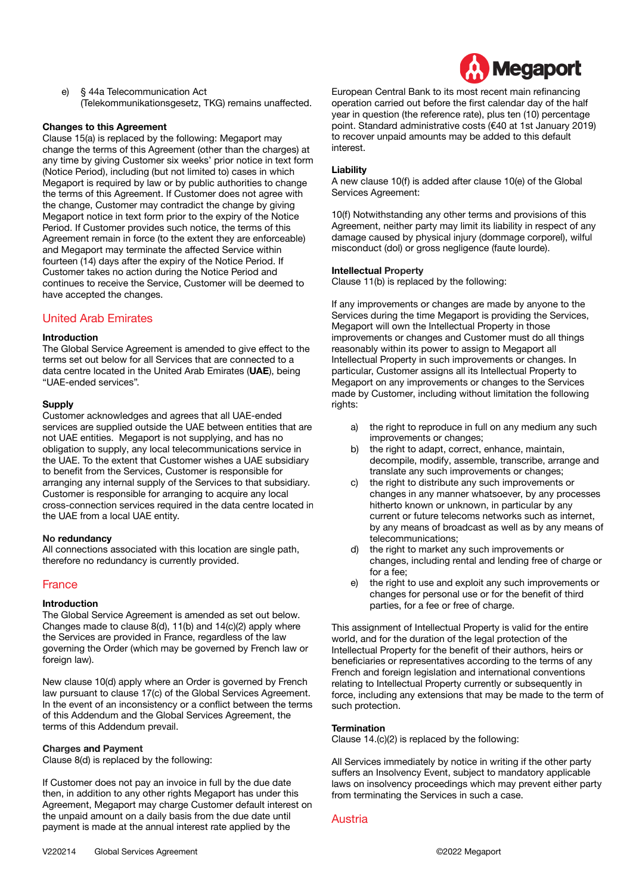e) § 44a Telecommunication Act (Telekommunikationsgesetz, TKG) remains unaffected.

**Changes to this Agreement**
Clause 15(a) is replaced by the following: Megaport may change the terms of this Agreement (other than the charges) at any time by giving Customer six weeks' prior notice in text form (Notice Period), including (but not limited to) cases in which Megaport is required by law or by public authorities to change the terms of this Agreement. If Customer does not agree with the change, Customer may contradict the change by giving Megaport notice in text form prior to the expiry of the Notice Period. If Customer provides such notice, the terms of this Agreement remain in force (to the extent they are enforceable) and Megaport may terminate the affected Service within fourteen (14) days after the expiry of the Notice Period. If Customer takes no action during the Notice Period and continues to receive the Service, Customer will be deemed to have accepted the changes.

## United Arab Emirates

**Introduction**
The Global Service Agreement is amended to give effect to the terms set out below for all Services that are connected to a data centre located in the United Arab Emirates (**UAE**), being "UAE-ended services".

**Supply**
Customer acknowledges and agrees that all UAE-ended services are supplied outside the UAE between entities that are not UAE entities. Megaport is not supplying, and has no obligation to supply, any local telecommunications service in the UAE. To the extent that Customer wishes a UAE subsidiary to benefit from the Services, Customer is responsible for arranging any internal supply of the Services to that subsidiary. Customer is responsible for arranging to acquire any local cross-connection services required in the data centre located in the UAE from a local UAE entity.

**No redundancy**
All connections associated with this location are single path, therefore no redundancy is currently provided.

## France

**Introduction**
The Global Service Agreement is amended as set out below. Changes made to clause 8(d), 11(b) and 14(c)(2) apply where the Services are provided in France, regardless of the law governing the Order (which may be governed by French law or foreign law).

New clause 10(d) apply where an Order is governed by French law pursuant to clause 17(c) of the Global Services Agreement. In the event of an inconsistency or a conflict between the terms of this Addendum and the Global Services Agreement, the terms of this Addendum prevail.

**Charges and Payment**
Clause 8(d) is replaced by the following:

If Customer does not pay an invoice in full by the due date then, in addition to any other rights Megaport has under this Agreement, Megaport may charge Customer default interest on the unpaid amount on a daily basis from the due date until payment is made at the annual interest rate applied by the European Central Bank to its most recent main refinancing operation carried out before the first calendar day of the half year in question (the reference rate), plus ten (10) percentage point. Standard administrative costs (€40 at 1st January 2019) to recover unpaid amounts may be added to this default interest.

**Liability**
A new clause 10(f) is added after clause 10(e) of the Global Services Agreement:

10(f) Notwithstanding any other terms and provisions of this Agreement, neither party may limit its liability in respect of any damage caused by physical injury (dommage corporel), wilful misconduct (dol) or gross negligence (faute lourde).

**Intellectual Property**
Clause 11(b) is replaced by the following:

If any improvements or changes are made by anyone to the Services during the time Megaport is providing the Services, Megaport will own the Intellectual Property in those improvements or changes and Customer must do all things reasonably within its power to assign to Megaport all Intellectual Property in such improvements or changes. In particular, Customer assigns all its Intellectual Property to Megaport on any improvements or changes to the Services made by Customer, including without limitation the following rights:

a) the right to reproduce in full on any medium any such improvements or changes;
b) the right to adapt, correct, enhance, maintain, decompile, modify, assemble, transcribe, arrange and translate any such improvements or changes;
c) the right to distribute any such improvements or changes in any manner whatsoever, by any processes hitherto known or unknown, in particular by any current or future telecoms networks such as internet, by any means of broadcast as well as by any means of telecommunications;
d) the right to market any such improvements or changes, including rental and lending free of charge or for a fee;
e) the right to use and exploit any such improvements or changes for personal use or for the benefit of third parties, for a fee or free of charge.

This assignment of Intellectual Property is valid for the entire world, and for the duration of the legal protection of the Intellectual Property for the benefit of their authors, heirs or beneficiaries or representatives according to the terms of any French and foreign legislation and international conventions relating to Intellectual Property currently or subsequently in force, including any extensions that may be made to the term of such protection.

**Termination**
Clause 14.(c)(2) is replaced by the following:

All Services immediately by notice in writing if the other party suffers an Insolvency Event, subject to mandatory applicable laws on insolvency proceedings which may prevent either party from terminating the Services in such a case.

## Austria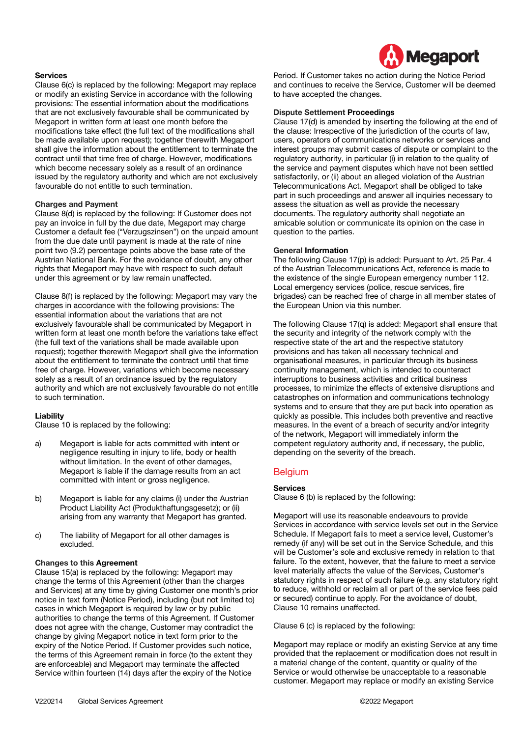**Services**

Clause 6(c) is replaced by the following: Megaport may replace or modify an existing Service in accordance with the following provisions: The essential information about the modifications that are not exclusively favourable shall be communicated by Megaport in written form at least one month before the modifications take effect (the full text of the modifications shall be made available upon request); together therewith Megaport shall give the information about the entitlement to terminate the contract until that time free of charge. However, modifications which become necessary solely as a result of an ordinance issued by the regulatory authority and which are not exclusively favourable do not entitle to such termination.

**Charges and Payment**

Clause 8(d) is replaced by the following: If Customer does not pay an invoice in full by the due date, Megaport may charge Customer a default fee ("Verzugszinsen") on the unpaid amount from the due date until payment is made at the rate of nine point two (9.2) percentage points above the base rate of the Austrian National Bank. For the avoidance of doubt, any other rights that Megaport may have with respect to such default under this agreement or by law remain unaffected.

Clause 8(f) is replaced by the following: Megaport may vary the charges in accordance with the following provisions: The essential information about the variations that are not exclusively favourable shall be communicated by Megaport in written form at least one month before the variations take effect (the full text of the variations shall be made available upon request); together therewith Megaport shall give the information about the entitlement to terminate the contract until that time free of charge. However, variations which become necessary solely as a result of an ordinance issued by the regulatory authority and which are not exclusively favourable do not entitle to such termination.

**Liability**

Clause 10 is replaced by the following:

a) Megaport is liable for acts committed with intent or negligence resulting in injury to life, body or health without limitation. In the event of other damages, Megaport is liable if the damage results from an act committed with intent or gross negligence.

b) Megaport is liable for any claims (i) under the Austrian Product Liability Act (Produkthaftungsgesetz); or (ii) arising from any warranty that Megaport has granted.

c) The liability of Megaport for all other damages is excluded.

**Changes to this Agreement**

Clause 15(a) is replaced by the following: Megaport may change the terms of this Agreement (other than the charges and Services) at any time by giving Customer one month's prior notice in text form (Notice Period), including (but not limited to) cases in which Megaport is required by law or by public authorities to change the terms of this Agreement. If Customer does not agree with the change, Customer may contradict the change by giving Megaport notice in text form prior to the expiry of the Notice Period. If Customer provides such notice, the terms of this Agreement remain in force (to the extent they are enforceable) and Megaport may terminate the affected Service within fourteen (14) days after the expiry of the Notice Period. If Customer takes no action during the Notice Period and continues to receive the Service, Customer will be deemed to have accepted the changes.

**Dispute Settlement Proceedings**

Clause 17(d) is amended by inserting the following at the end of the clause: Irrespective of the jurisdiction of the courts of law, users, operators of communications networks or services and interest groups may submit cases of dispute or complaint to the regulatory authority, in particular (i) in relation to the quality of the service and payment disputes which have not been settled satisfactorily, or (ii) about an alleged violation of the Austrian Telecommunications Act. Megaport shall be obliged to take part in such proceedings and answer all inquiries necessary to assess the situation as well as provide the necessary documents. The regulatory authority shall negotiate an amicable solution or communicate its opinion on the case in question to the parties.

**General Information**

The following Clause 17(p) is added: Pursuant to Art. 25 Par. 4 of the Austrian Telecommunications Act, reference is made to the existence of the single European emergency number 112. Local emergency services (police, rescue services, fire brigades) can be reached free of charge in all member states of the European Union via this number.

The following Clause 17(q) is added: Megaport shall ensure that the security and integrity of the network comply with the respective state of the art and the respective statutory provisions and has taken all necessary technical and organisational measures, in particular through its business continuity management, which is intended to counteract interruptions to business activities and critical business processes, to minimize the effects of extensive disruptions and catastrophes on information and communications technology systems and to ensure that they are put back into operation as quickly as possible. This includes both preventive and reactive measures. In the event of a breach of security and/or integrity of the network, Megaport will immediately inform the competent regulatory authority and, if necessary, the public, depending on the severity of the breach.

## Belgium

**Services**

Clause 6 (b) is replaced by the following:

Megaport will use its reasonable endeavours to provide Services in accordance with service levels set out in the Service Schedule. If Megaport fails to meet a service level, Customer's remedy (if any) will be set out in the Service Schedule, and this will be Customer's sole and exclusive remedy in relation to that failure. To the extent, however, that the failure to meet a service level materially affects the value of the Services, Customer's statutory rights in respect of such failure (e.g. any statutory right to reduce, withhold or reclaim all or part of the service fees paid or secured) continue to apply. For the avoidance of doubt, Clause 10 remains unaffected.

Clause 6 (c) is replaced by the following:

Megaport may replace or modify an existing Service at any time provided that the replacement or modification does not result in a material change of the content, quantity or quality of the Service or would otherwise be unacceptable to a reasonable customer. Megaport may replace or modify an existing Service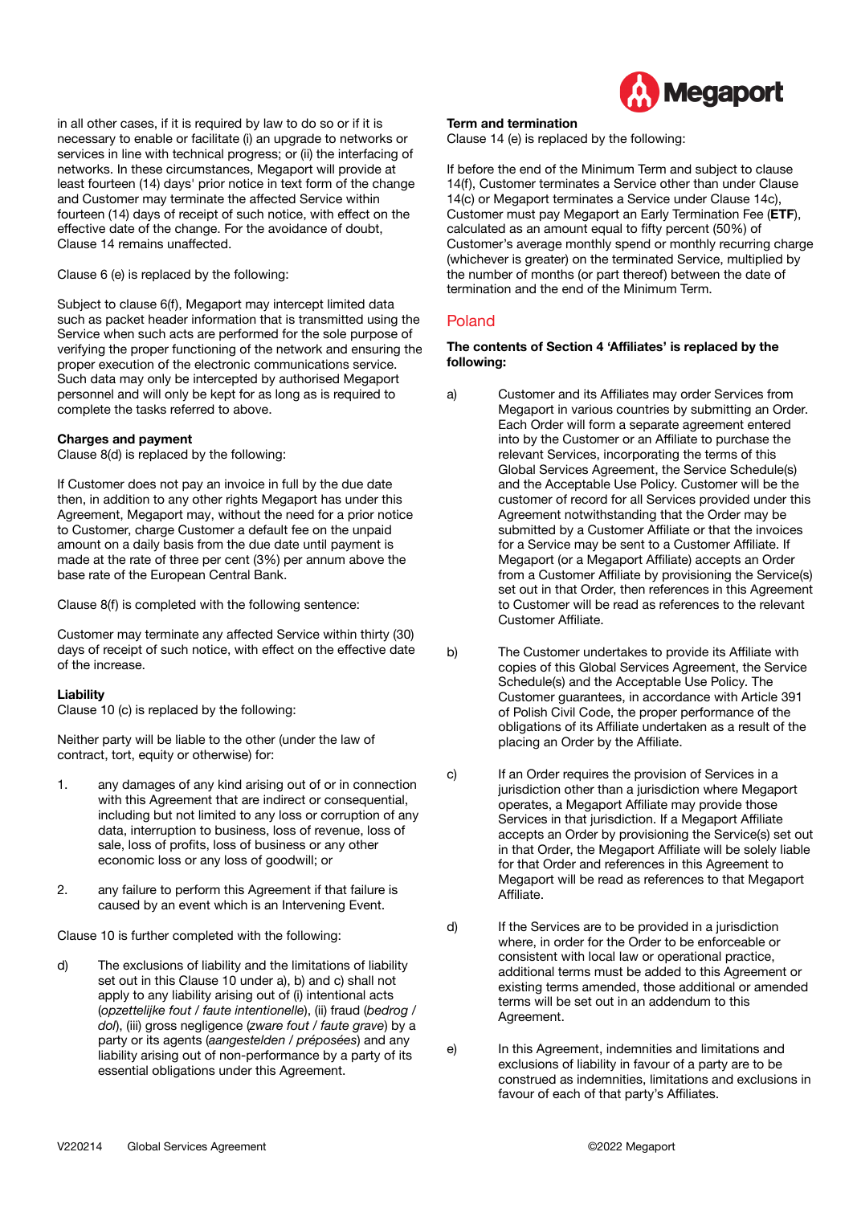in all other cases, if it is required by law to do so or if it is necessary to enable or facilitate (i) an upgrade to networks or services in line with technical progress; or (ii) the interfacing of networks. In these circumstances, Megaport will provide at least fourteen (14) days' prior notice in text form of the change and Customer may terminate the affected Service within fourteen (14) days of receipt of such notice, with effect on the effective date of the change. For the avoidance of doubt, Clause 14 remains unaffected.

Clause 6 (e) is replaced by the following:

Subject to clause 6(f), Megaport may intercept limited data such as packet header information that is transmitted using the Service when such acts are performed for the sole purpose of verifying the proper functioning of the network and ensuring the proper execution of the electronic communications service. Such data may only be intercepted by authorised Megaport personnel and will only be kept for as long as is required to complete the tasks referred to above.

**Charges and payment**
Clause 8(d) is replaced by the following:

If Customer does not pay an invoice in full by the due date then, in addition to any other rights Megaport has under this Agreement, Megaport may, without the need for a prior notice to Customer, charge Customer a default fee on the unpaid amount on a daily basis from the due date until payment is made at the rate of three per cent (3%) per annum above the base rate of the European Central Bank.

Clause 8(f) is completed with the following sentence:

Customer may terminate any affected Service within thirty (30) days of receipt of such notice, with effect on the effective date of the increase.

**Liability**
Clause 10 (c) is replaced by the following:

Neither party will be liable to the other (under the law of contract, tort, equity or otherwise) for:

1. any damages of any kind arising out of or in connection with this Agreement that are indirect or consequential, including but not limited to any loss or corruption of any data, interruption to business, loss of revenue, loss of sale, loss of profits, loss of business or any other economic loss or any loss of goodwill; or

2. any failure to perform this Agreement if that failure is caused by an event which is an Intervening Event.

Clause 10 is further completed with the following:

d) The exclusions of liability and the limitations of liability set out in this Clause 10 under a), b) and c) shall not apply to any liability arising out of (i) intentional acts (*opzettelijke fout / faute intentionelle*), (ii) fraud (*bedrog / dol*), (iii) gross negligence (*zware fout / faute grave*) by a party or its agents (*aangestelden / préposées*) and any liability arising out of non-performance by a party of its essential obligations under this Agreement.

**Term and termination**
Clause 14 (e) is replaced by the following:

If before the end of the Minimum Term and subject to clause 14(f), Customer terminates a Service other than under Clause 14(c) or Megaport terminates a Service under Clause 14c), Customer must pay Megaport an Early Termination Fee (**ETF**), calculated as an amount equal to fifty percent (50%) of Customer's average monthly spend or monthly recurring charge (whichever is greater) on the terminated Service, multiplied by the number of months (or part thereof) between the date of termination and the end of the Minimum Term.

## Poland

**The contents of Section 4 'Affiliates' is replaced by the following:**

a) Customer and its Affiliates may order Services from Megaport in various countries by submitting an Order. Each Order will form a separate agreement entered into by the Customer or an Affiliate to purchase the relevant Services, incorporating the terms of this Global Services Agreement, the Service Schedule(s) and the Acceptable Use Policy. Customer will be the customer of record for all Services provided under this Agreement notwithstanding that the Order may be submitted by a Customer Affiliate or that the invoices for a Service may be sent to a Customer Affiliate. If Megaport (or a Megaport Affiliate) accepts an Order from a Customer Affiliate by provisioning the Service(s) set out in that Order, then references in this Agreement to Customer will be read as references to the relevant Customer Affiliate.

b) The Customer undertakes to provide its Affiliate with copies of this Global Services Agreement, the Service Schedule(s) and the Acceptable Use Policy. The Customer guarantees, in accordance with Article 391 of Polish Civil Code, the proper performance of the obligations of its Affiliate undertaken as a result of the placing an Order by the Affiliate.

c) If an Order requires the provision of Services in a jurisdiction other than a jurisdiction where Megaport operates, a Megaport Affiliate may provide those Services in that jurisdiction. If a Megaport Affiliate accepts an Order by provisioning the Service(s) set out in that Order, the Megaport Affiliate will be solely liable for that Order and references in this Agreement to Megaport will be read as references to that Megaport Affiliate.

d) If the Services are to be provided in a jurisdiction where, in order for the Order to be enforceable or consistent with local law or operational practice, additional terms must be added to this Agreement or existing terms amended, those additional or amended terms will be set out in an addendum to this Agreement.

e) In this Agreement, indemnities and limitations and exclusions of liability in favour of a party are to be construed as indemnities, limitations and exclusions in favour of each of that party's Affiliates.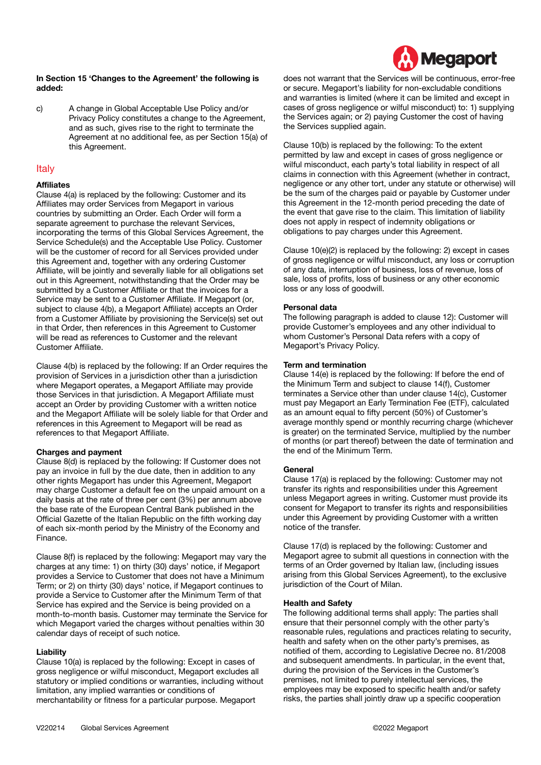**In Section 15 'Changes to the Agreement' the following is added:**

c) A change in Global Acceptable Use Policy and/or Privacy Policy constitutes a change to the Agreement, and as such, gives rise to the right to terminate the Agreement at no additional fee, as per Section 15(a) of this Agreement.

## Italy

**Affiliates**

Clause 4(a) is replaced by the following: Customer and its Affiliates may order Services from Megaport in various countries by submitting an Order. Each Order will form a separate agreement to purchase the relevant Services, incorporating the terms of this Global Services Agreement, the Service Schedule(s) and the Acceptable Use Policy. Customer will be the customer of record for all Services provided under this Agreement and, together with any ordering Customer Affiliate, will be jointly and severally liable for all obligations set out in this Agreement, notwithstanding that the Order may be submitted by a Customer Affiliate or that the invoices for a Service may be sent to a Customer Affiliate. If Megaport (or, subject to clause 4(b), a Megaport Affiliate) accepts an Order from a Customer Affiliate by provisioning the Service(s) set out in that Order, then references in this Agreement to Customer will be read as references to Customer and the relevant Customer Affiliate.

Clause 4(b) is replaced by the following: If an Order requires the provision of Services in a jurisdiction other than a jurisdiction where Megaport operates, a Megaport Affiliate may provide those Services in that jurisdiction. A Megaport Affiliate must accept an Order by providing Customer with a written notice and the Megaport Affiliate will be solely liable for that Order and references in this Agreement to Megaport will be read as references to that Megaport Affiliate.

**Charges and payment**

Clause 8(d) is replaced by the following: If Customer does not pay an invoice in full by the due date, then in addition to any other rights Megaport has under this Agreement, Megaport may charge Customer a default fee on the unpaid amount on a daily basis at the rate of three per cent (3%) per annum above the base rate of the European Central Bank published in the Official Gazette of the Italian Republic on the fifth working day of each six-month period by the Ministry of the Economy and Finance.

Clause 8(f) is replaced by the following: Megaport may vary the charges at any time: 1) on thirty (30) days' notice, if Megaport provides a Service to Customer that does not have a Minimum Term; or 2) on thirty (30) days' notice, if Megaport continues to provide a Service to Customer after the Minimum Term of that Service has expired and the Service is being provided on a month-to-month basis. Customer may terminate the Service for which Megaport varied the charges without penalties within 30 calendar days of receipt of such notice.

**Liability**

Clause 10(a) is replaced by the following: Except in cases of gross negligence or wilful misconduct, Megaport excludes all statutory or implied conditions or warranties, including without limitation, any implied warranties or conditions of merchantability or fitness for a particular purpose. Megaport does not warrant that the Services will be continuous, error-free or secure. Megaport's liability for non-excludable conditions and warranties is limited (where it can be limited and except in cases of gross negligence or wilful misconduct) to: 1) supplying the Services again; or 2) paying Customer the cost of having the Services supplied again.

Clause 10(b) is replaced by the following: To the extent permitted by law and except in cases of gross negligence or wilful misconduct, each party's total liability in respect of all claims in connection with this Agreement (whether in contract, negligence or any other tort, under any statute or otherwise) will be the sum of the charges paid or payable by Customer under this Agreement in the 12-month period preceding the date of the event that gave rise to the claim. This limitation of liability does not apply in respect of indemnity obligations or obligations to pay charges under this Agreement.

Clause 10(e)(2) is replaced by the following: 2) except in cases of gross negligence or wilful misconduct, any loss or corruption of any data, interruption of business, loss of revenue, loss of sale, loss of profits, loss of business or any other economic loss or any loss of goodwill.

**Personal data**

The following paragraph is added to clause 12): Customer will provide Customer's employees and any other individual to whom Customer's Personal Data refers with a copy of Megaport's Privacy Policy.

**Term and termination**

Clause 14(e) is replaced by the following: If before the end of the Minimum Term and subject to clause 14(f), Customer terminates a Service other than under clause 14(c), Customer must pay Megaport an Early Termination Fee (ETF), calculated as an amount equal to fifty percent (50%) of Customer's average monthly spend or monthly recurring charge (whichever is greater) on the terminated Service, multiplied by the number of months (or part thereof) between the date of termination and the end of the Minimum Term.

**General**

Clause 17(a) is replaced by the following: Customer may not transfer its rights and responsibilities under this Agreement unless Megaport agrees in writing. Customer must provide its consent for Megaport to transfer its rights and responsibilities under this Agreement by providing Customer with a written notice of the transfer.

Clause 17(d) is replaced by the following: Customer and Megaport agree to submit all questions in connection with the terms of an Order governed by Italian law, (including issues arising from this Global Services Agreement), to the exclusive jurisdiction of the Court of Milan.

**Health and Safety**

The following additional terms shall apply: The parties shall ensure that their personnel comply with the other party's reasonable rules, regulations and practices relating to security, health and safety when on the other party's premises, as notified of them, according to Legislative Decree no. 81/2008 and subsequent amendments. In particular, in the event that, during the provision of the Services in the Customer's premises, not limited to purely intellectual services, the employees may be exposed to specific health and/or safety risks, the parties shall jointly draw up a specific cooperation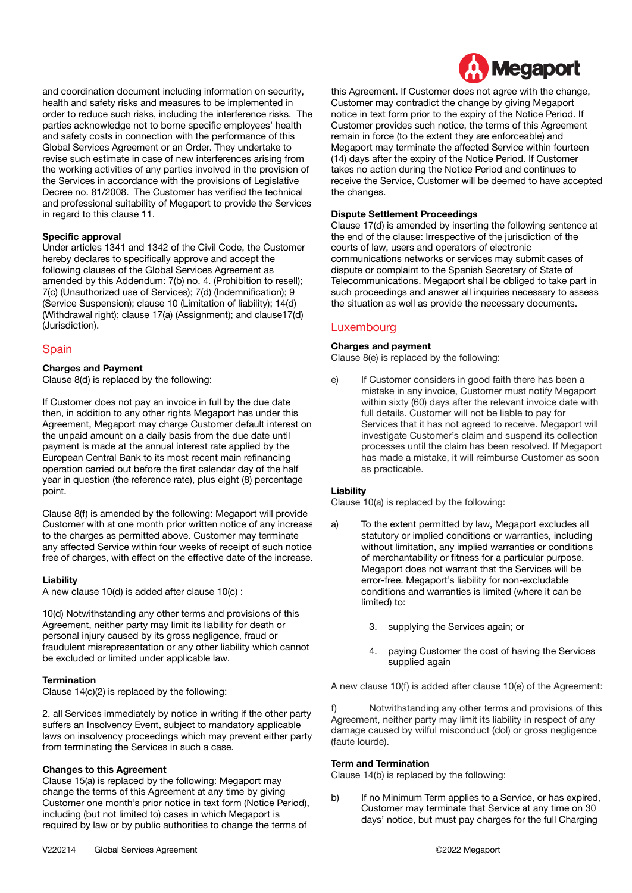and coordination document including information on security, health and safety risks and measures to be implemented in order to reduce such risks, including the interference risks. The parties acknowledge not to borne specific employees' health and safety costs in connection with the performance of this Global Services Agreement or an Order. They undertake to revise such estimate in case of new interferences arising from the working activities of any parties involved in the provision of the Services in accordance with the provisions of Legislative Decree no. 81/2008. The Customer has verified the technical and professional suitability of Megaport to provide the Services in regard to this clause 11.

**Specific approval**
Under articles 1341 and 1342 of the Civil Code, the Customer hereby declares to specifically approve and accept the following clauses of the Global Services Agreement as amended by this Addendum: 7(b) no. 4. (Prohibition to resell); 7(c) (Unauthorized use of Services); 7(d) (Indemnification); 9 (Service Suspension); clause 10 (Limitation of liability); 14(d) (Withdrawal right); clause 17(a) (Assignment); and clause17(d) (Jurisdiction).

## Spain

**Charges and Payment**
Clause 8(d) is replaced by the following:

If Customer does not pay an invoice in full by the due date then, in addition to any other rights Megaport has under this Agreement, Megaport may charge Customer default interest on the unpaid amount on a daily basis from the due date until payment is made at the annual interest rate applied by the European Central Bank to its most recent main refinancing operation carried out before the first calendar day of the half year in question (the reference rate), plus eight (8) percentage point.

Clause 8(f) is amended by the following: Megaport will provide Customer with at one month prior written notice of any increase to the charges as permitted above. Customer may terminate any affected Service within four weeks of receipt of such notice free of charges, with effect on the effective date of the increase.

**Liability**
A new clause 10(d) is added after clause 10(c) :

10(d) Notwithstanding any other terms and provisions of this Agreement, neither party may limit its liability for death or personal injury caused by its gross negligence, fraud or fraudulent misrepresentation or any other liability which cannot be excluded or limited under applicable law.

**Termination**
Clause 14(c)(2) is replaced by the following:

2. all Services immediately by notice in writing if the other party suffers an Insolvency Event, subject to mandatory applicable laws on insolvency proceedings which may prevent either party from terminating the Services in such a case.

**Changes to this Agreement**
Clause 15(a) is replaced by the following: Megaport may change the terms of this Agreement at any time by giving Customer one month's prior notice in text form (Notice Period), including (but not limited to) cases in which Megaport is required by law or by public authorities to change the terms of this Agreement. If Customer does not agree with the change, Customer may contradict the change by giving Megaport notice in text form prior to the expiry of the Notice Period. If Customer provides such notice, the terms of this Agreement remain in force (to the extent they are enforceable) and Megaport may terminate the affected Service within fourteen (14) days after the expiry of the Notice Period. If Customer takes no action during the Notice Period and continues to receive the Service, Customer will be deemed to have accepted the changes.

**Dispute Settlement Proceedings**
Clause 17(d) is amended by inserting the following sentence at the end of the clause: Irrespective of the jurisdiction of the courts of law, users and operators of electronic communications networks or services may submit cases of dispute or complaint to the Spanish Secretary of State of Telecommunications. Megaport shall be obliged to take part in such proceedings and answer all inquiries necessary to assess the situation as well as provide the necessary documents.

## Luxembourg

**Charges and payment**
Clause 8(e) is replaced by the following:

e) If Customer considers in good faith there has been a mistake in any invoice, Customer must notify Megaport within sixty (60) days after the relevant invoice date with full details. Customer will not be liable to pay for Services that it has not agreed to receive. Megaport will investigate Customer's claim and suspend its collection processes until the claim has been resolved. If Megaport has made a mistake, it will reimburse Customer as soon as practicable.

**Liability**
Clause 10(a) is replaced by the following:

a) To the extent permitted by law, Megaport excludes all statutory or implied conditions or warranties, including without limitation, any implied warranties or conditions of merchantability or fitness for a particular purpose. Megaport does not warrant that the Services will be error-free. Megaport's liability for non-excludable conditions and warranties is limited (where it can be limited) to:

   3. supplying the Services again; or

   4. paying Customer the cost of having the Services supplied again

A new clause 10(f) is added after clause 10(e) of the Agreement:

f) Notwithstanding any other terms and provisions of this Agreement, neither party may limit its liability in respect of any damage caused by wilful misconduct (dol) or gross negligence (faute lourde).

**Term and Termination**
Clause 14(b) is replaced by the following:

b) If no Minimum Term applies to a Service, or has expired, Customer may terminate that Service at any time on 30 days' notice, but must pay charges for the full Charging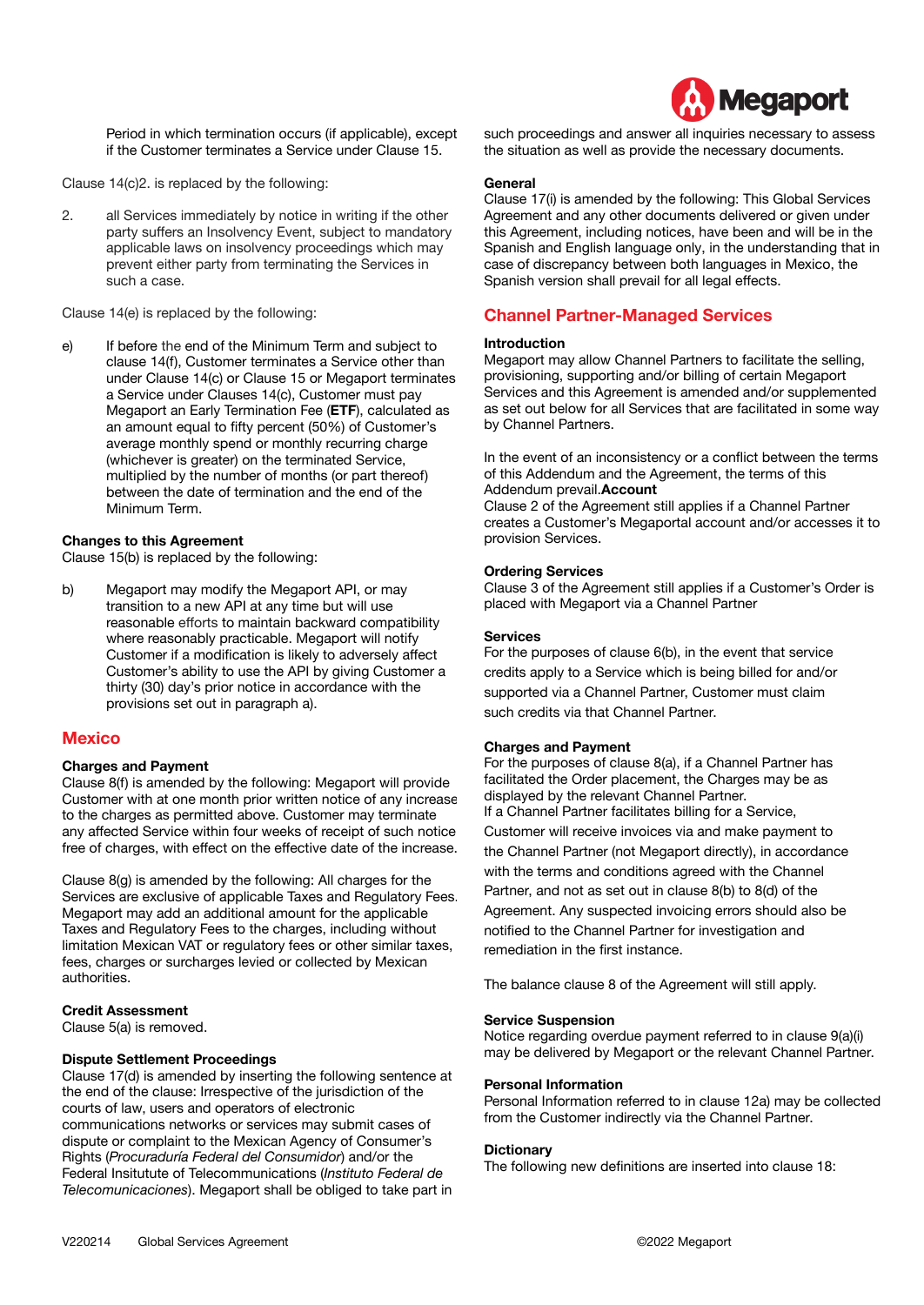Period in which termination occurs (if applicable), except if the Customer terminates a Service under Clause 15.

Clause 14(c)2. is replaced by the following:

2. all Services immediately by notice in writing if the other party suffers an Insolvency Event, subject to mandatory applicable laws on insolvency proceedings which may prevent either party from terminating the Services in such a case.

Clause 14(e) is replaced by the following:

e) If before the end of the Minimum Term and subject to clause 14(f), Customer terminates a Service other than under Clause 14(c) or Clause 15 or Megaport terminates a Service under Clauses 14(c), Customer must pay Megaport an Early Termination Fee (**ETF**), calculated as an amount equal to fifty percent (50%) of Customer's average monthly spend or monthly recurring charge (whichever is greater) on the terminated Service, multiplied by the number of months (or part thereof) between the date of termination and the end of the Minimum Term.

**Changes to this Agreement**
Clause 15(b) is replaced by the following:

b) Megaport may modify the Megaport API, or may transition to a new API at any time but will use reasonable efforts to maintain backward compatibility where reasonably practicable. Megaport will notify Customer if a modification is likely to adversely affect Customer's ability to use the API by giving Customer a thirty (30) day's prior notice in accordance with the provisions set out in paragraph a).

## Mexico

**Charges and Payment**
Clause 8(f) is amended by the following: Megaport will provide Customer with at one month prior written notice of any increase to the charges as permitted above. Customer may terminate any affected Service within four weeks of receipt of such notice free of charges, with effect on the effective date of the increase.

Clause 8(g) is amended by the following: All charges for the Services are exclusive of applicable Taxes and Regulatory Fees. Megaport may add an additional amount for the applicable Taxes and Regulatory Fees to the charges, including without limitation Mexican VAT or regulatory fees or other similar taxes, fees, charges or surcharges levied or collected by Mexican authorities.

**Credit Assessment**
Clause 5(a) is removed.

**Dispute Settlement Proceedings**
Clause 17(d) is amended by inserting the following sentence at the end of the clause: Irrespective of the jurisdiction of the courts of law, users and operators of electronic communications networks or services may submit cases of dispute or complaint to the Mexican Agency of Consumer's Rights (*Procuraduría Federal del Consumidor*) and/or the Federal Insitutute of Telecommunications (*Instituto Federal de Telecomunicaciones*). Megaport shall be obliged to take part in such proceedings and answer all inquiries necessary to assess the situation as well as provide the necessary documents.

**General**
Clause 17(i) is amended by the following: This Global Services Agreement and any other documents delivered or given under this Agreement, including notices, have been and will be in the Spanish and English language only, in the understanding that in case of discrepancy between both languages in Mexico, the Spanish version shall prevail for all legal effects.

## Channel Partner-Managed Services

**Introduction**
Megaport may allow Channel Partners to facilitate the selling, provisioning, supporting and/or billing of certain Megaport Services and this Agreement is amended and/or supplemented as set out below for all Services that are facilitated in some way by Channel Partners.

In the event of an inconsistency or a conflict between the terms of this Addendum and the Agreement, the terms of this Addendum prevail.

**Account**
Clause 2 of the Agreement still applies if a Channel Partner creates a Customer's Megaportal account and/or accesses it to provision Services.

**Ordering Services**
Clause 3 of the Agreement still applies if a Customer's Order is placed with Megaport via a Channel Partner

**Services**
For the purposes of clause 6(b), in the event that service credits apply to a Service which is being billed for and/or supported via a Channel Partner, Customer must claim such credits via that Channel Partner.

**Charges and Payment**
For the purposes of clause 8(a), if a Channel Partner has facilitated the Order placement, the Charges may be as displayed by the relevant Channel Partner.
If a Channel Partner facilitates billing for a Service, Customer will receive invoices via and make payment to the Channel Partner (not Megaport directly), in accordance with the terms and conditions agreed with the Channel Partner, and not as set out in clause 8(b) to 8(d) of the Agreement. Any suspected invoicing errors should also be notified to the Channel Partner for investigation and remediation in the first instance.

The balance clause 8 of the Agreement will still apply.

**Service Suspension**
Notice regarding overdue payment referred to in clause 9(a)(i) may be delivered by Megaport or the relevant Channel Partner.

**Personal Information**
Personal Information referred to in clause 12a) may be collected from the Customer indirectly via the Channel Partner.

**Dictionary**
The following new definitions are inserted into clause 18: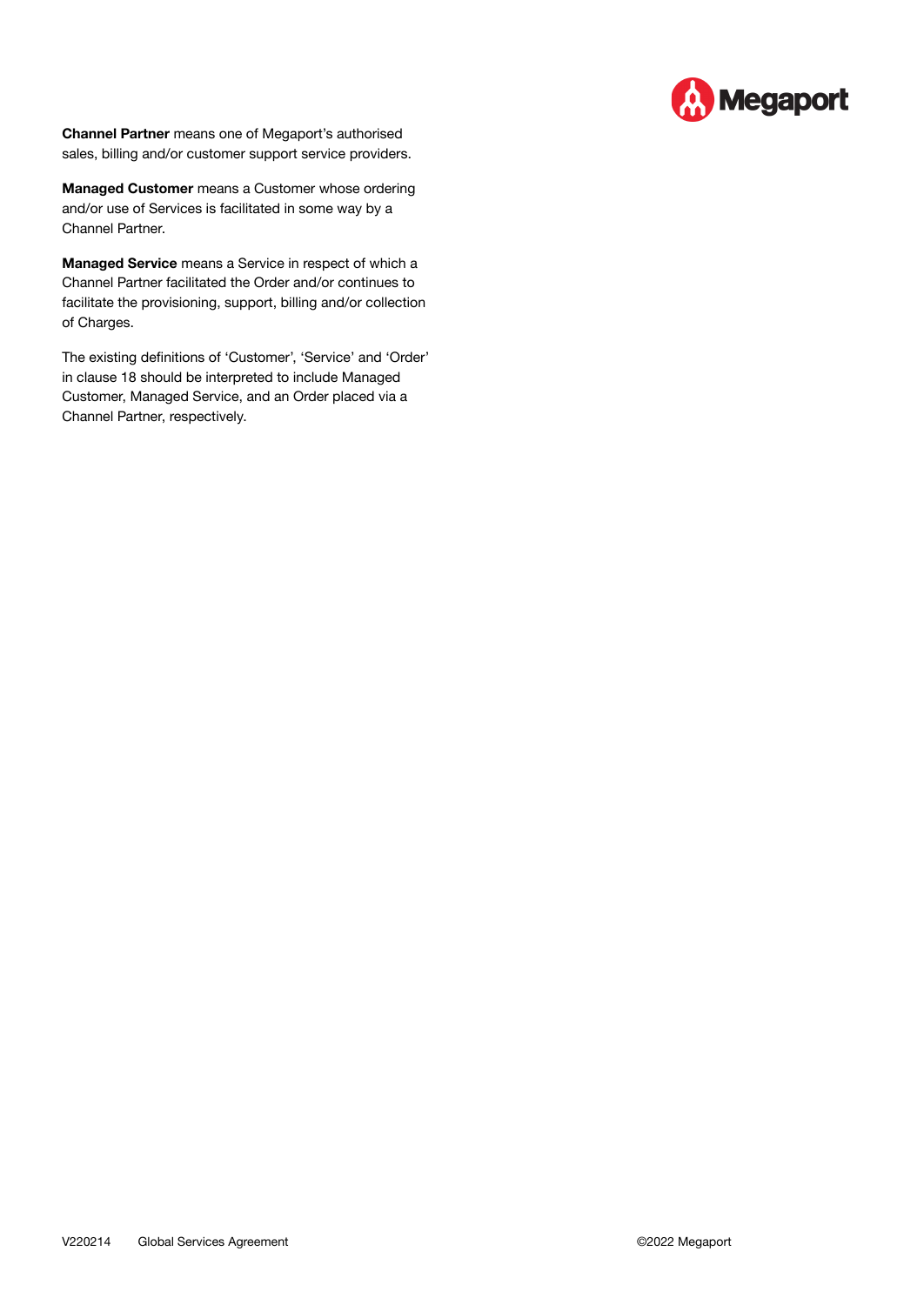**Channel Partner** means one of Megaport's authorised sales, billing and/or customer support service providers.

**Managed Customer** means a Customer whose ordering and/or use of Services is facilitated in some way by a Channel Partner.

**Managed Service** means a Service in respect of which a Channel Partner facilitated the Order and/or continues to facilitate the provisioning, support, billing and/or collection of Charges.

The existing definitions of 'Customer', 'Service' and 'Order' in clause 18 should be interpreted to include Managed Customer, Managed Service, and an Order placed via a Channel Partner, respectively.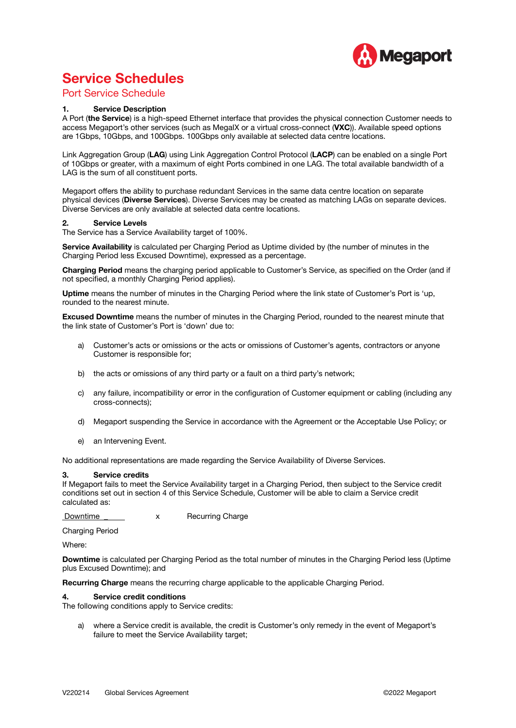# Service Schedules

## Port Service Schedule

### 1. Service Description

A Port (**the Service**) is a high-speed Ethernet interface that provides the physical connection Customer needs to access Megaport's other services (such as MegaIX or a virtual cross-connect (**VXC**)). Available speed options are 1Gbps, 10Gbps, and 100Gbps. 100Gbps only available at selected data centre locations.

Link Aggregation Group (**LAG**) using Link Aggregation Control Protocol (**LACP**) can be enabled on a single Port of 10Gbps or greater, with a maximum of eight Ports combined in one LAG. The total available bandwidth of a LAG is the sum of all constituent ports.

Megaport offers the ability to purchase redundant Services in the same data centre location on separate physical devices (**Diverse Services**). Diverse Services may be created as matching LAGs on separate devices. Diverse Services are only available at selected data centre locations.

### 2. Service Levels

The Service has a Service Availability target of 100%.

**Service Availability** is calculated per Charging Period as Uptime divided by (the number of minutes in the Charging Period less Excused Downtime), expressed as a percentage.

**Charging Period** means the charging period applicable to Customer's Service, as specified on the Order (and if not specified, a monthly Charging Period applies).

**Uptime** means the number of minutes in the Charging Period where the link state of Customer's Port is 'up, rounded to the nearest minute.

**Excused Downtime** means the number of minutes in the Charging Period, rounded to the nearest minute that the link state of Customer's Port is 'down' due to:

a) Customer's acts or omissions or the acts or omissions of Customer's agents, contractors or anyone Customer is responsible for;

b) the acts or omissions of any third party or a fault on a third party's network;

c) any failure, incompatibility or error in the configuration of Customer equipment or cabling (including any cross-connects);

d) Megaport suspending the Service in accordance with the Agreement or the Acceptable Use Policy; or

e) an Intervening Event.

No additional representations are made regarding the Service Availability of Diverse Services.

### 3. Service credits

If Megaport fails to meet the Service Availability target in a Charging Period, then subject to the Service credit conditions set out in section 4 of this Service Schedule, Customer will be able to claim a Service credit calculated as:

$$\frac{\text{Downtime}}{\text{Charging Period}} \times \text{Recurring Charge}$$

Where:

**Downtime** is calculated per Charging Period as the total number of minutes in the Charging Period less (Uptime plus Excused Downtime); and

**Recurring Charge** means the recurring charge applicable to the applicable Charging Period.

### 4. Service credit conditions

The following conditions apply to Service credits:

a) where a Service credit is available, the credit is Customer's only remedy in the event of Megaport's failure to meet the Service Availability target;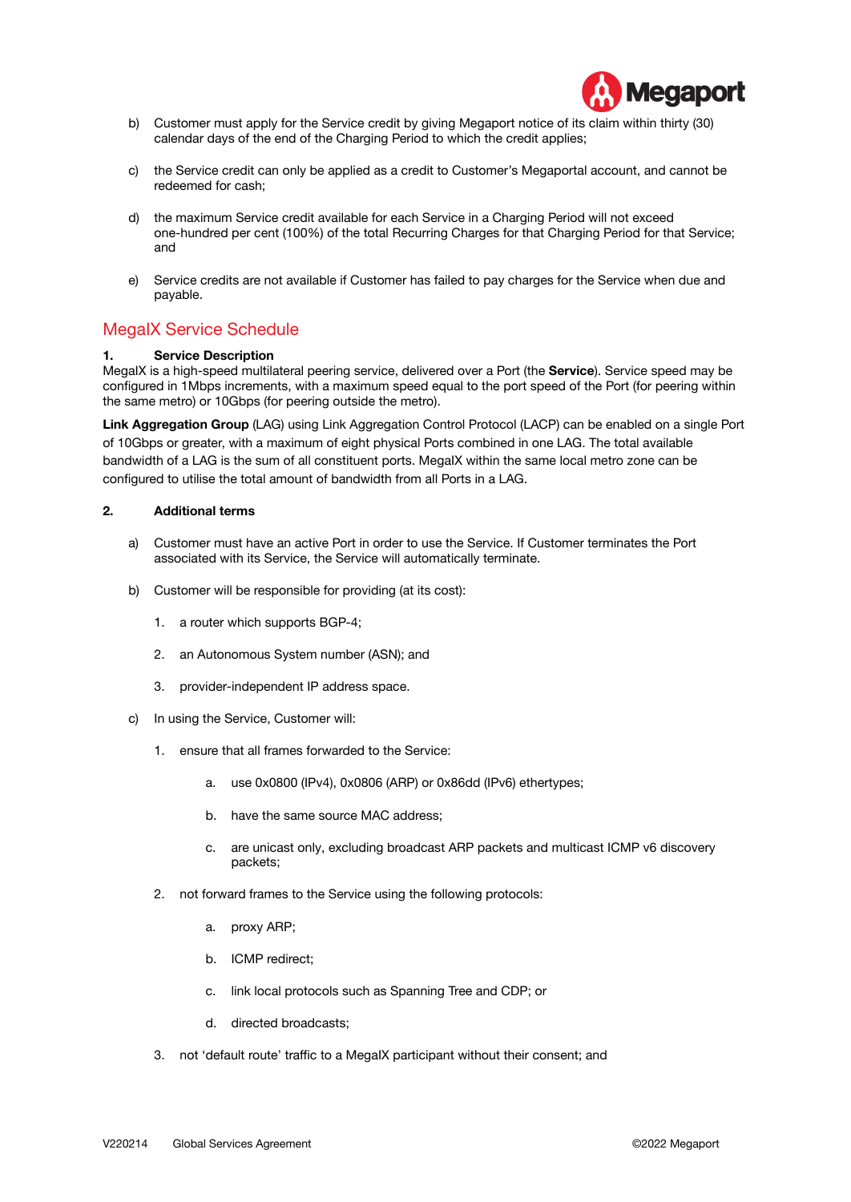b) Customer must apply for the Service credit by giving Megaport notice of its claim within thirty (30) calendar days of the end of the Charging Period to which the credit applies;

c) the Service credit can only be applied as a credit to Customer's Megaportal account, and cannot be redeemed for cash;

d) the maximum Service credit available for each Service in a Charging Period will not exceed one-hundred per cent (100%) of the total Recurring Charges for that Charging Period for that Service; and

e) Service credits are not available if Customer has failed to pay charges for the Service when due and payable.

## MegaIX Service Schedule

**1. Service Description**

MegaIX is a high-speed multilateral peering service, delivered over a Port (the **Service**). Service speed may be configured in 1Mbps increments, with a maximum speed equal to the port speed of the Port (for peering within the same metro) or 10Gbps (for peering outside the metro).

**Link Aggregation Group** (LAG) using Link Aggregation Control Protocol (LACP) can be enabled on a single Port of 10Gbps or greater, with a maximum of eight physical Ports combined in one LAG. The total available bandwidth of a LAG is the sum of all constituent ports. MegaIX within the same local metro zone can be configured to utilise the total amount of bandwidth from all Ports in a LAG.

**2. Additional terms**

a) Customer must have an active Port in order to use the Service. If Customer terminates the Port associated with its Service, the Service will automatically terminate.

b) Customer will be responsible for providing (at its cost):

1. a router which supports BGP-4;
2. an Autonomous System number (ASN); and
3. provider-independent IP address space.

c) In using the Service, Customer will:

1. ensure that all frames forwarded to the Service:
   a. use 0x0800 (IPv4), 0x0806 (ARP) or 0x86dd (IPv6) ethertypes;
   b. have the same source MAC address;
   c. are unicast only, excluding broadcast ARP packets and multicast ICMP v6 discovery packets;
2. not forward frames to the Service using the following protocols:
   a. proxy ARP;
   b. ICMP redirect;
   c. link local protocols such as Spanning Tree and CDP; or
   d. directed broadcasts;
3. not 'default route' traffic to a MegaIX participant without their consent; and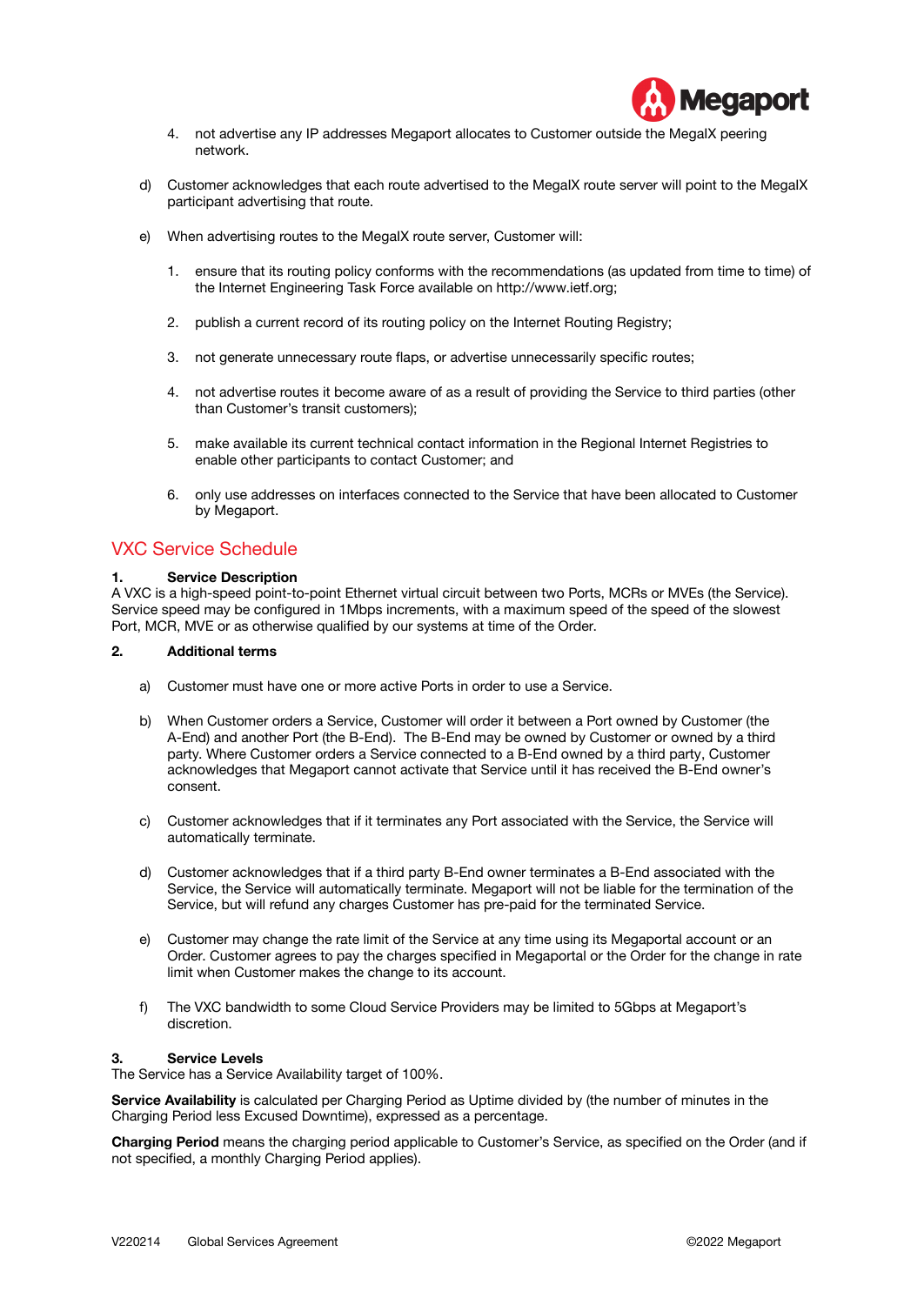4. not advertise any IP addresses Megaport allocates to Customer outside the MegaIX peering network.

d) Customer acknowledges that each route advertised to the MegaIX route server will point to the MegaIX participant advertising that route.

e) When advertising routes to the MegaIX route server, Customer will:

1. ensure that its routing policy conforms with the recommendations (as updated from time to time) of the Internet Engineering Task Force available on http://www.ietf.org;

2. publish a current record of its routing policy on the Internet Routing Registry;

3. not generate unnecessary route flaps, or advertise unnecessarily specific routes;

4. not advertise routes it become aware of as a result of providing the Service to third parties (other than Customer's transit customers);

5. make available its current technical contact information in the Regional Internet Registries to enable other participants to contact Customer; and

6. only use addresses on interfaces connected to the Service that have been allocated to Customer by Megaport.

## VXC Service Schedule

**1. Service Description**

A VXC is a high-speed point-to-point Ethernet virtual circuit between two Ports, MCRs or MVEs (the Service). Service speed may be configured in 1Mbps increments, with a maximum speed of the speed of the slowest Port, MCR, MVE or as otherwise qualified by our systems at time of the Order.

**2. Additional terms**

a) Customer must have one or more active Ports in order to use a Service.

b) When Customer orders a Service, Customer will order it between a Port owned by Customer (the A-End) and another Port (the B-End). The B-End may be owned by Customer or owned by a third party. Where Customer orders a Service connected to a B-End owned by a third party, Customer acknowledges that Megaport cannot activate that Service until it has received the B-End owner's consent.

c) Customer acknowledges that if it terminates any Port associated with the Service, the Service will automatically terminate.

d) Customer acknowledges that if a third party B-End owner terminates a B-End associated with the Service, the Service will automatically terminate. Megaport will not be liable for the termination of the Service, but will refund any charges Customer has pre-paid for the terminated Service.

e) Customer may change the rate limit of the Service at any time using its Megaportal account or an Order. Customer agrees to pay the charges specified in Megaportal or the Order for the change in rate limit when Customer makes the change to its account.

f) The VXC bandwidth to some Cloud Service Providers may be limited to 5Gbps at Megaport's discretion.

**3. Service Levels**

The Service has a Service Availability target of 100%.

**Service Availability** is calculated per Charging Period as Uptime divided by (the number of minutes in the Charging Period less Excused Downtime), expressed as a percentage.

**Charging Period** means the charging period applicable to Customer's Service, as specified on the Order (and if not specified, a monthly Charging Period applies).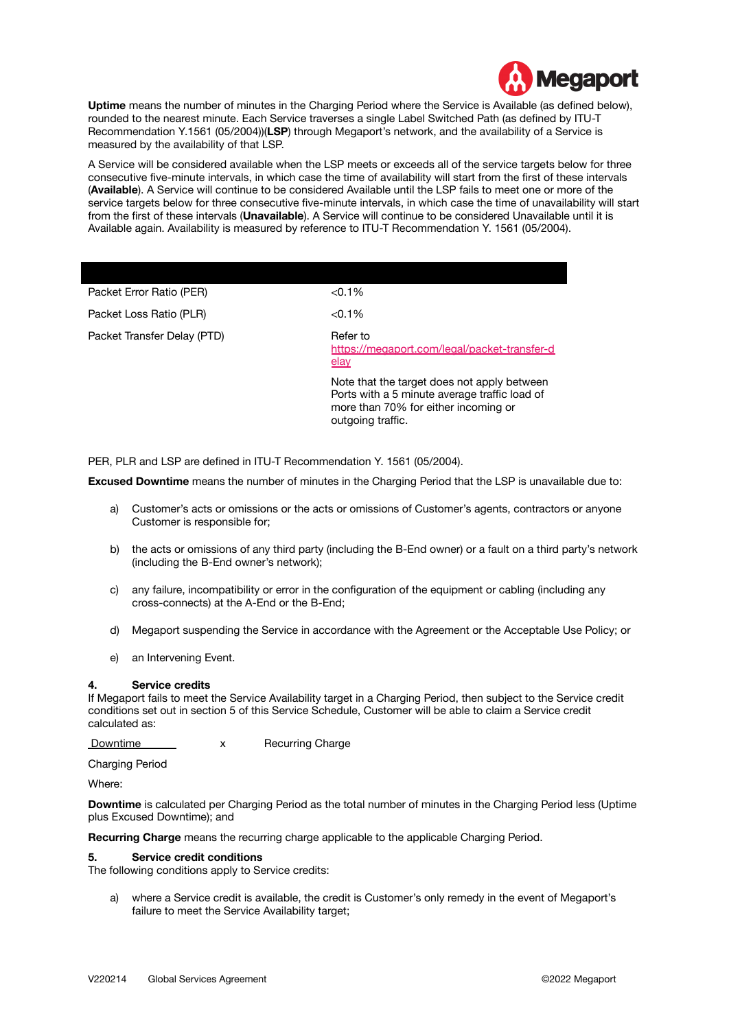**Uptime** means the number of minutes in the Charging Period where the Service is Available (as defined below), rounded to the nearest minute. Each Service traverses a single Label Switched Path (as defined by ITU-T Recommendation Y.1561 (05/2004))(**LSP**) through Megaport's network, and the availability of a Service is measured by the availability of that LSP.

A Service will be considered available when the LSP meets or exceeds all of the service targets below for three consecutive five-minute intervals, in which case the time of availability will start from the first of these intervals (**Available**). A Service will continue to be considered Available until the LSP fails to meet one or more of the service targets below for three consecutive five-minute intervals, in which case the time of unavailability will start from the first of these intervals (**Unavailable**). A Service will continue to be considered Unavailable until it is Available again. Availability is measured by reference to ITU-T Recommendation Y. 1561 (05/2004).

| | |
|---|---|
| Packet Error Ratio (PER) | <0.1% |
| Packet Loss Ratio (PLR) | <0.1% |
| Packet Transfer Delay (PTD) | Refer to https://megaport.com/legal/packet-transfer-delay<br><br>Note that the target does not apply between Ports with a 5 minute average traffic load of more than 70% for either incoming or outgoing traffic. |

PER, PLR and LSP are defined in ITU-T Recommendation Y. 1561 (05/2004).

**Excused Downtime** means the number of minutes in the Charging Period that the LSP is unavailable due to:

a) Customer's acts or omissions or the acts or omissions of Customer's agents, contractors or anyone Customer is responsible for;

b) the acts or omissions of any third party (including the B-End owner) or a fault on a third party's network (including the B-End owner's network);

c) any failure, incompatibility or error in the configuration of the equipment or cabling (including any cross-connects) at the A-End or the B-End;

d) Megaport suspending the Service in accordance with the Agreement or the Acceptable Use Policy; or

e) an Intervening Event.

## 4. Service credits

If Megaport fails to meet the Service Availability target in a Charging Period, then subject to the Service credit conditions set out in section 5 of this Service Schedule, Customer will be able to claim a Service credit calculated as:

$$\frac{\text{Downtime}}{\text{Charging Period}} \times \text{Recurring Charge}$$

Where:

**Downtime** is calculated per Charging Period as the total number of minutes in the Charging Period less (Uptime plus Excused Downtime); and

**Recurring Charge** means the recurring charge applicable to the applicable Charging Period.

## 5. Service credit conditions

The following conditions apply to Service credits:

a) where a Service credit is available, the credit is Customer's only remedy in the event of Megaport's failure to meet the Service Availability target;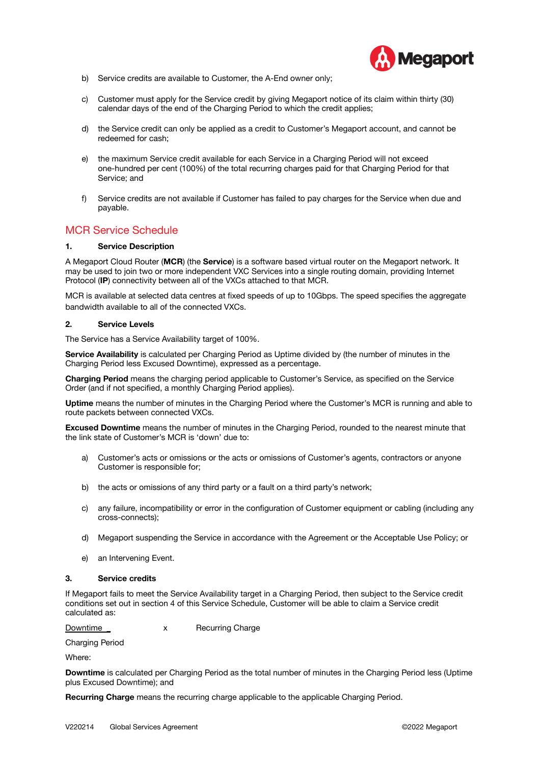b) Service credits are available to Customer, the A-End owner only;

c) Customer must apply for the Service credit by giving Megaport notice of its claim within thirty (30) calendar days of the end of the Charging Period to which the credit applies;

d) the Service credit can only be applied as a credit to Customer's Megaport account, and cannot be redeemed for cash;

e) the maximum Service credit available for each Service in a Charging Period will not exceed one-hundred per cent (100%) of the total recurring charges paid for that Charging Period for that Service; and

f) Service credits are not available if Customer has failed to pay charges for the Service when due and payable.

## MCR Service Schedule

### 1. Service Description

A Megaport Cloud Router (**MCR**) (the **Service**) is a software based virtual router on the Megaport network. It may be used to join two or more independent VXC Services into a single routing domain, providing Internet Protocol (**IP**) connectivity between all of the VXCs attached to that MCR.

MCR is available at selected data centres at fixed speeds of up to 10Gbps. The speed specifies the aggregate bandwidth available to all of the connected VXCs.

### 2. Service Levels

The Service has a Service Availability target of 100%.

**Service Availability** is calculated per Charging Period as Uptime divided by (the number of minutes in the Charging Period less Excused Downtime), expressed as a percentage.

**Charging Period** means the charging period applicable to Customer's Service, as specified on the Service Order (and if not specified, a monthly Charging Period applies).

**Uptime** means the number of minutes in the Charging Period where the Customer's MCR is running and able to route packets between connected VXCs.

**Excused Downtime** means the number of minutes in the Charging Period, rounded to the nearest minute that the link state of Customer's MCR is 'down' due to:

a) Customer's acts or omissions or the acts or omissions of Customer's agents, contractors or anyone Customer is responsible for;

b) the acts or omissions of any third party or a fault on a third party's network;

c) any failure, incompatibility or error in the configuration of Customer equipment or cabling (including any cross-connects);

d) Megaport suspending the Service in accordance with the Agreement or the Acceptable Use Policy; or

e) an Intervening Event.

### 3. Service credits

If Megaport fails to meet the Service Availability target in a Charging Period, then subject to the Service credit conditions set out in section 4 of this Service Schedule, Customer will be able to claim a Service credit calculated as:

$$\frac{\text{Downtime}}{\text{Charging Period}} \times \text{Recurring Charge}$$

Where:

**Downtime** is calculated per Charging Period as the total number of minutes in the Charging Period less (Uptime plus Excused Downtime); and

**Recurring Charge** means the recurring charge applicable to the applicable Charging Period.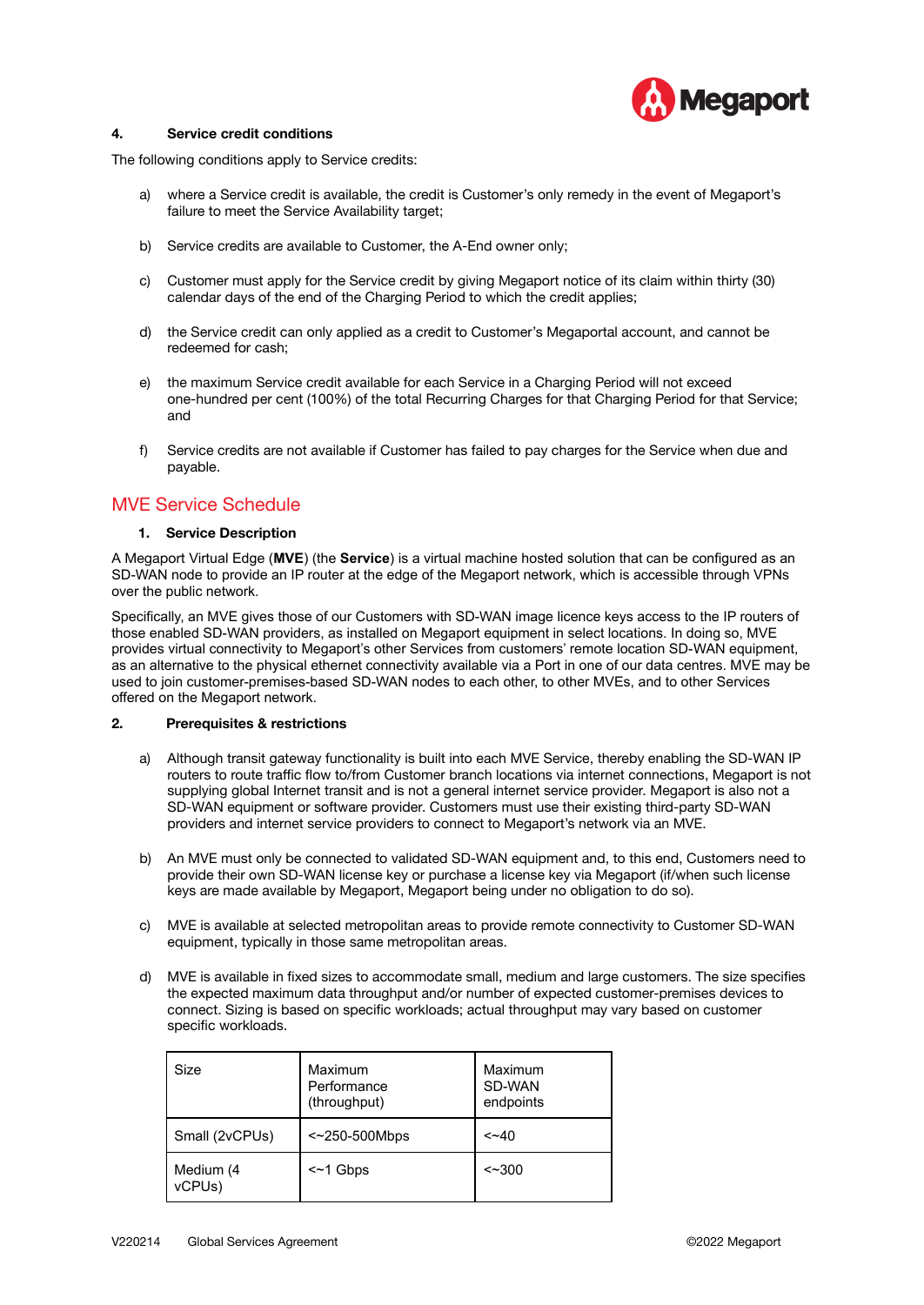### 4. Service credit conditions

The following conditions apply to Service credits:

a) where a Service credit is available, the credit is Customer's only remedy in the event of Megaport's failure to meet the Service Availability target;

b) Service credits are available to Customer, the A-End owner only;

c) Customer must apply for the Service credit by giving Megaport notice of its claim within thirty (30) calendar days of the end of the Charging Period to which the credit applies;

d) the Service credit can only applied as a credit to Customer's Megaportal account, and cannot be redeemed for cash;

e) the maximum Service credit available for each Service in a Charging Period will not exceed one-hundred per cent (100%) of the total Recurring Charges for that Charging Period for that Service; and

f) Service credits are not available if Customer has failed to pay charges for the Service when due and payable.

## MVE Service Schedule

### 1. Service Description

A Megaport Virtual Edge (**MVE**) (the **Service**) is a virtual machine hosted solution that can be configured as an SD-WAN node to provide an IP router at the edge of the Megaport network, which is accessible through VPNs over the public network.

Specifically, an MVE gives those of our Customers with SD-WAN image licence keys access to the IP routers of those enabled SD-WAN providers, as installed on Megaport equipment in select locations. In doing so, MVE provides virtual connectivity to Megaport's other Services from customers' remote location SD-WAN equipment, as an alternative to the physical ethernet connectivity available via a Port in one of our data centres. MVE may be used to join customer-premises-based SD-WAN nodes to each other, to other MVEs, and to other Services offered on the Megaport network.

### 2. Prerequisites & restrictions

a) Although transit gateway functionality is built into each MVE Service, thereby enabling the SD-WAN IP routers to route traffic flow to/from Customer branch locations via internet connections, Megaport is not supplying global Internet transit and is not a general internet service provider. Megaport is also not a SD-WAN equipment or software provider. Customers must use their existing third-party SD-WAN providers and internet service providers to connect to Megaport's network via an MVE.

b) An MVE must only be connected to validated SD-WAN equipment and, to this end, Customers need to provide their own SD-WAN license key or purchase a license key via Megaport (if/when such license keys are made available by Megaport, Megaport being under no obligation to do so).

c) MVE is available at selected metropolitan areas to provide remote connectivity to Customer SD-WAN equipment, typically in those same metropolitan areas.

d) MVE is available in fixed sizes to accommodate small, medium and large customers. The size specifies the expected maximum data throughput and/or number of expected customer-premises devices to connect. Sizing is based on specific workloads; actual throughput may vary based on customer specific workloads.

| Size | Maximum Performance (throughput) | Maximum SD-WAN endpoints |
|---|---|---|
| Small (2vCPUs) | <~250-500Mbps | <~40 |
| Medium (4 vCPUs) | <~1 Gbps | <~300 |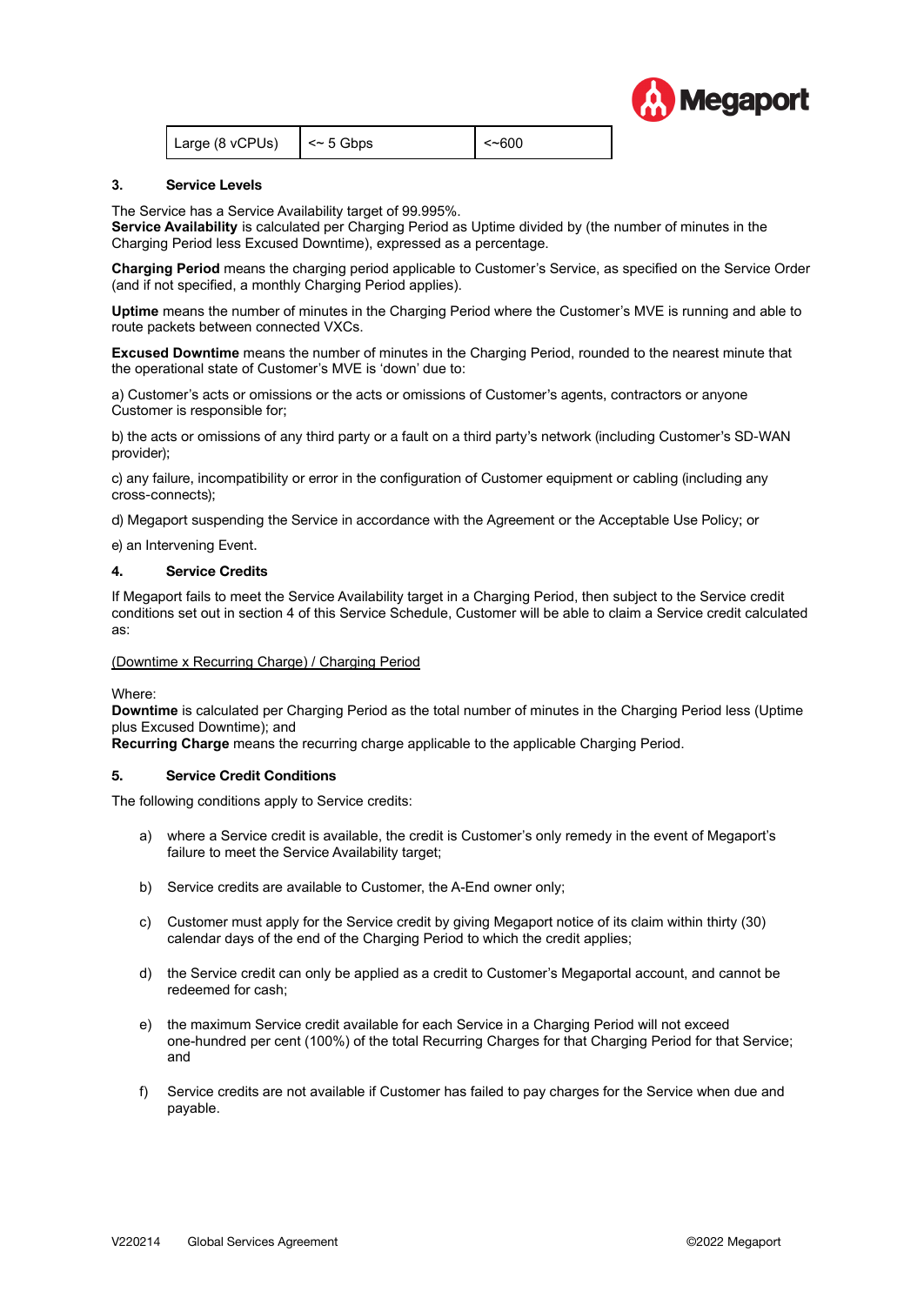| Large (8 vCPUs) | <~ 5 Gbps | <~600 |
|---|---|---|

### 3. Service Levels

The Service has a Service Availability target of 99.995%.
**Service Availability** is calculated per Charging Period as Uptime divided by (the number of minutes in the Charging Period less Excused Downtime), expressed as a percentage.

**Charging Period** means the charging period applicable to Customer's Service, as specified on the Service Order (and if not specified, a monthly Charging Period applies).

**Uptime** means the number of minutes in the Charging Period where the Customer's MVE is running and able to route packets between connected VXCs.

**Excused Downtime** means the number of minutes in the Charging Period, rounded to the nearest minute that the operational state of Customer's MVE is 'down' due to:

a) Customer's acts or omissions or the acts or omissions of Customer's agents, contractors or anyone Customer is responsible for;

b) the acts or omissions of any third party or a fault on a third party's network (including Customer's SD-WAN provider);

c) any failure, incompatibility or error in the configuration of Customer equipment or cabling (including any cross-connects);

d) Megaport suspending the Service in accordance with the Agreement or the Acceptable Use Policy; or

e) an Intervening Event.

### 4. Service Credits

If Megaport fails to meet the Service Availability target in a Charging Period, then subject to the Service credit conditions set out in section 4 of this Service Schedule, Customer will be able to claim a Service credit calculated as:

<u>(Downtime x Recurring Charge) / Charging Period</u>

Where:
**Downtime** is calculated per Charging Period as the total number of minutes in the Charging Period less (Uptime plus Excused Downtime); and
**Recurring Charge** means the recurring charge applicable to the applicable Charging Period.

### 5. Service Credit Conditions

The following conditions apply to Service credits:

a) where a Service credit is available, the credit is Customer's only remedy in the event of Megaport's failure to meet the Service Availability target;

b) Service credits are available to Customer, the A-End owner only;

c) Customer must apply for the Service credit by giving Megaport notice of its claim within thirty (30) calendar days of the end of the Charging Period to which the credit applies;

d) the Service credit can only be applied as a credit to Customer's Megaportal account, and cannot be redeemed for cash;

e) the maximum Service credit available for each Service in a Charging Period will not exceed one-hundred per cent (100%) of the total Recurring Charges for that Charging Period for that Service; and

f) Service credits are not available if Customer has failed to pay charges for the Service when due and payable.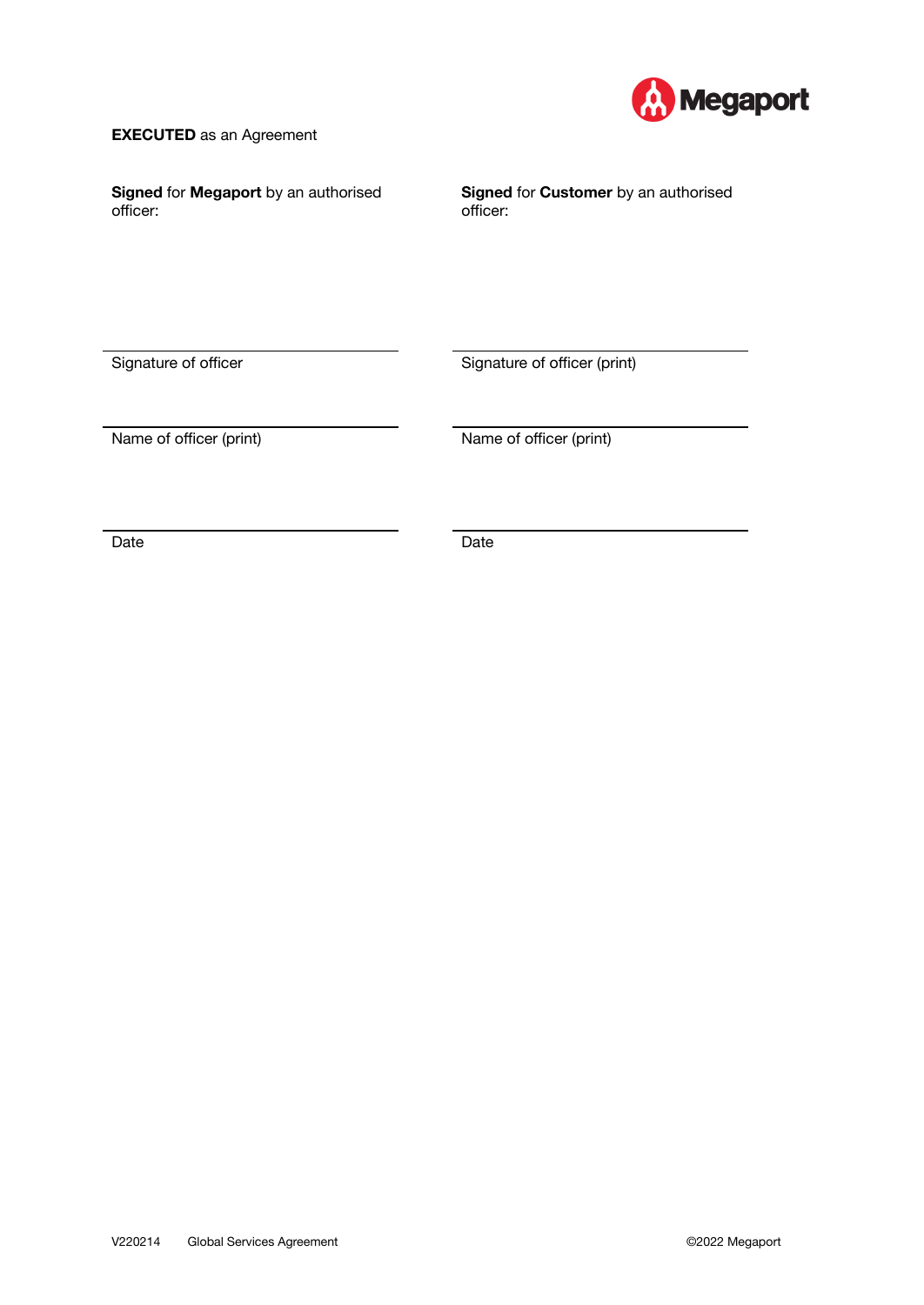**EXECUTED** as an Agreement

**Signed** for **Megaport** by an authorised officer:

Signature of officer

Name of officer (print)

Date

**Signed** for **Customer** by an authorised officer:

Signature of officer (print)

Name of officer (print)

Date